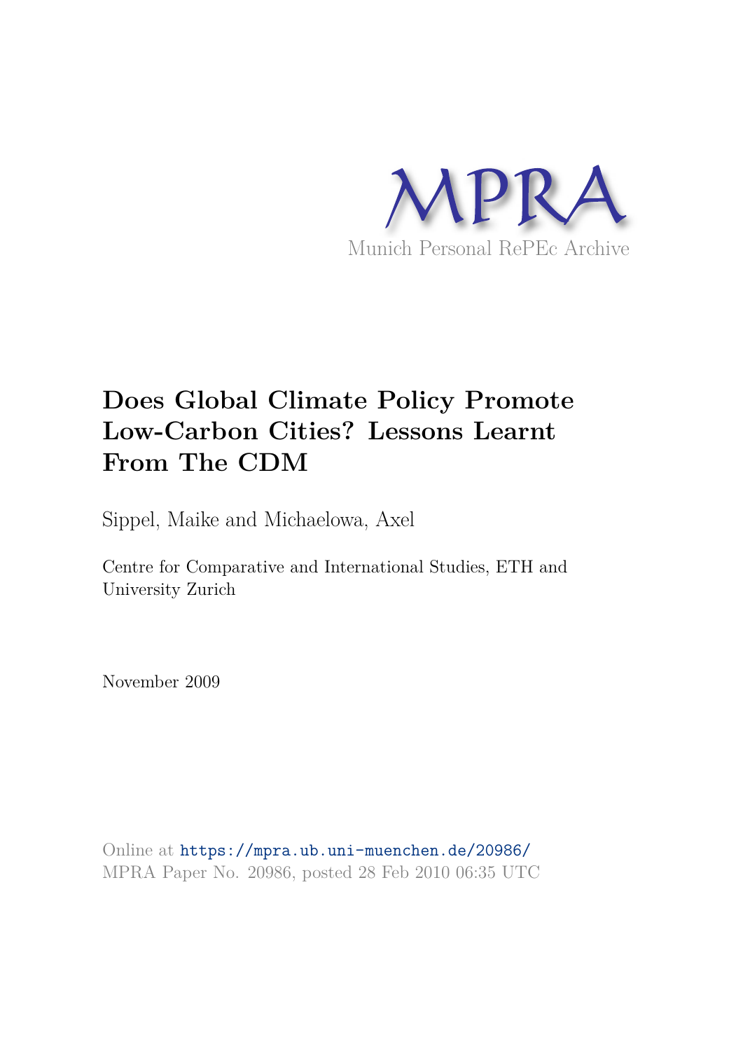MPRA

Munich Personal RePEc Archive

# Does Global Climate Policy Promote Low-Carbon Cities? Lessons Learnt From The CDM

Sippel, Maike and Michaelowa, Axel

Centre for Comparative and International Studies, ETH and University Zurich

November 2009

Online at https://mpra.ub.uni-muenchen.de/20986/
MPRA Paper No. 20986, posted 28 Feb 2010 06:35 UTC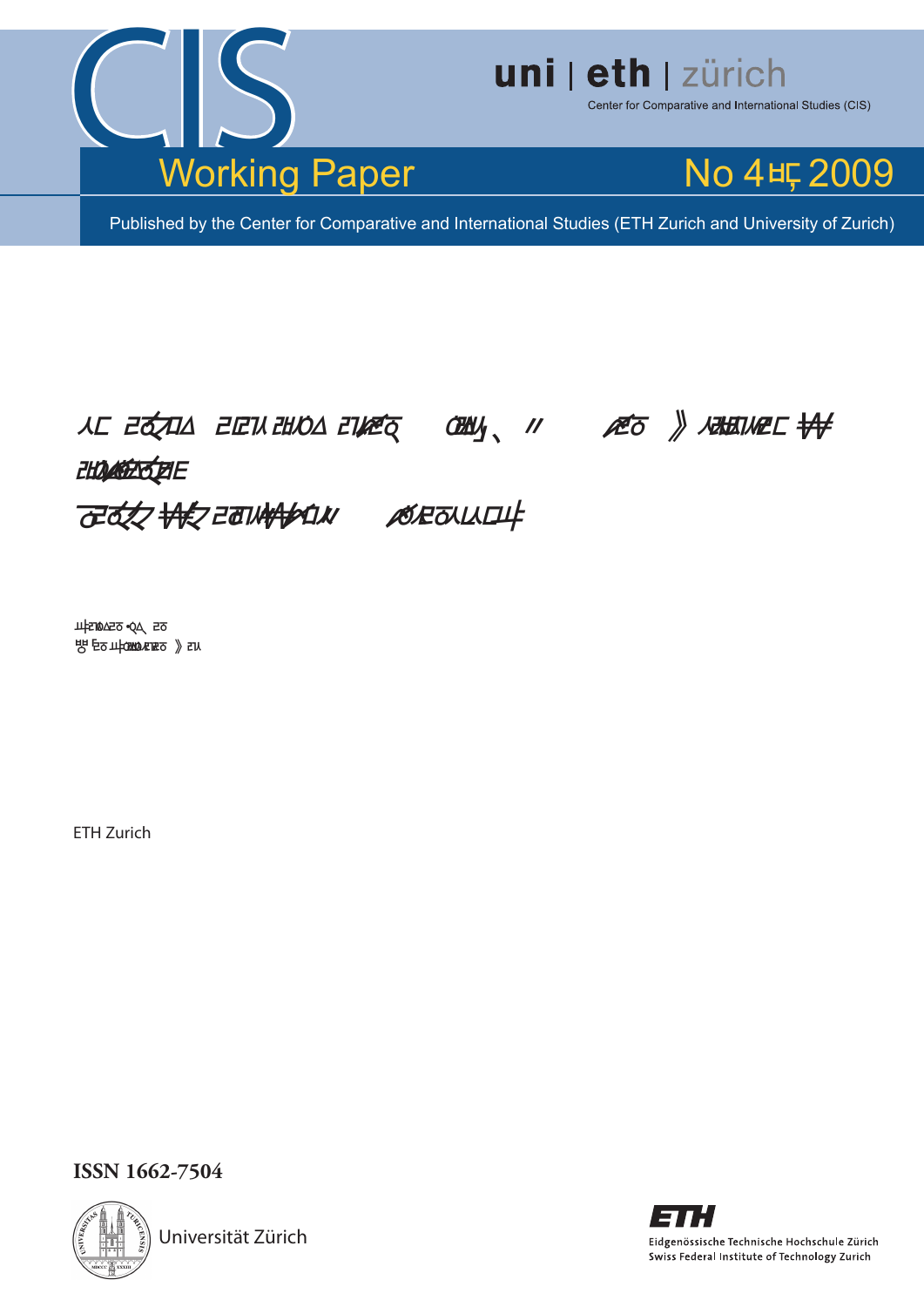uni | eth | zürich

Center for Comparative and International Studies (CIS)

# Working Paper

No 4, 2009

Published by the Center for Comparative and International Studies (ETH Zurich and University of Zurich)

ETH Zurich

**ISSN 1662-7504**

Universität Zürich

ETH

Eidgenössische Technische Hochschule Zürich
Swiss Federal Institute of Technology Zurich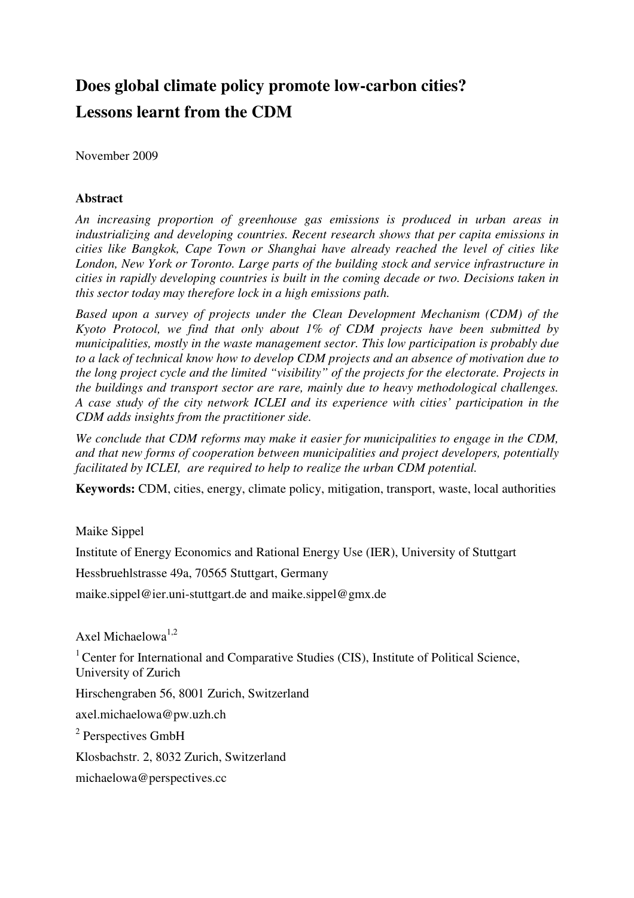# Does global climate policy promote low-carbon cities? Lessons learnt from the CDM

November 2009

### Abstract

*An increasing proportion of greenhouse gas emissions is produced in urban areas in industrializing and developing countries. Recent research shows that per capita emissions in cities like Bangkok, Cape Town or Shanghai have already reached the level of cities like London, New York or Toronto. Large parts of the building stock and service infrastructure in cities in rapidly developing countries is built in the coming decade or two. Decisions taken in this sector today may therefore lock in a high emissions path.*

*Based upon a survey of projects under the Clean Development Mechanism (CDM) of the Kyoto Protocol, we find that only about 1% of CDM projects have been submitted by municipalities, mostly in the waste management sector. This low participation is probably due to a lack of technical know how to develop CDM projects and an absence of motivation due to the long project cycle and the limited "visibility" of the projects for the electorate. Projects in the buildings and transport sector are rare, mainly due to heavy methodological challenges. A case study of the city network ICLEI and its experience with cities' participation in the CDM adds insights from the practitioner side.*

*We conclude that CDM reforms may make it easier for municipalities to engage in the CDM, and that new forms of cooperation between municipalities and project developers, potentially facilitated by ICLEI, are required to help to realize the urban CDM potential.*

**Keywords:** CDM, cities, energy, climate policy, mitigation, transport, waste, local authorities

Maike Sippel

Institute of Energy Economics and Rational Energy Use (IER), University of Stuttgart

Hessbruehlstrasse 49a, 70565 Stuttgart, Germany

maike.sippel@ier.uni-stuttgart.de and maike.sippel@gmx.de

Axel Michaelowa[1,2]

[1] Center for International and Comparative Studies (CIS), Institute of Political Science, University of Zurich

Hirschengraben 56, 8001 Zurich, Switzerland

axel.michaelowa@pw.uzh.ch

[2] Perspectives GmbH

Klosbachstr. 2, 8032 Zurich, Switzerland

michaelowa@perspectives.cc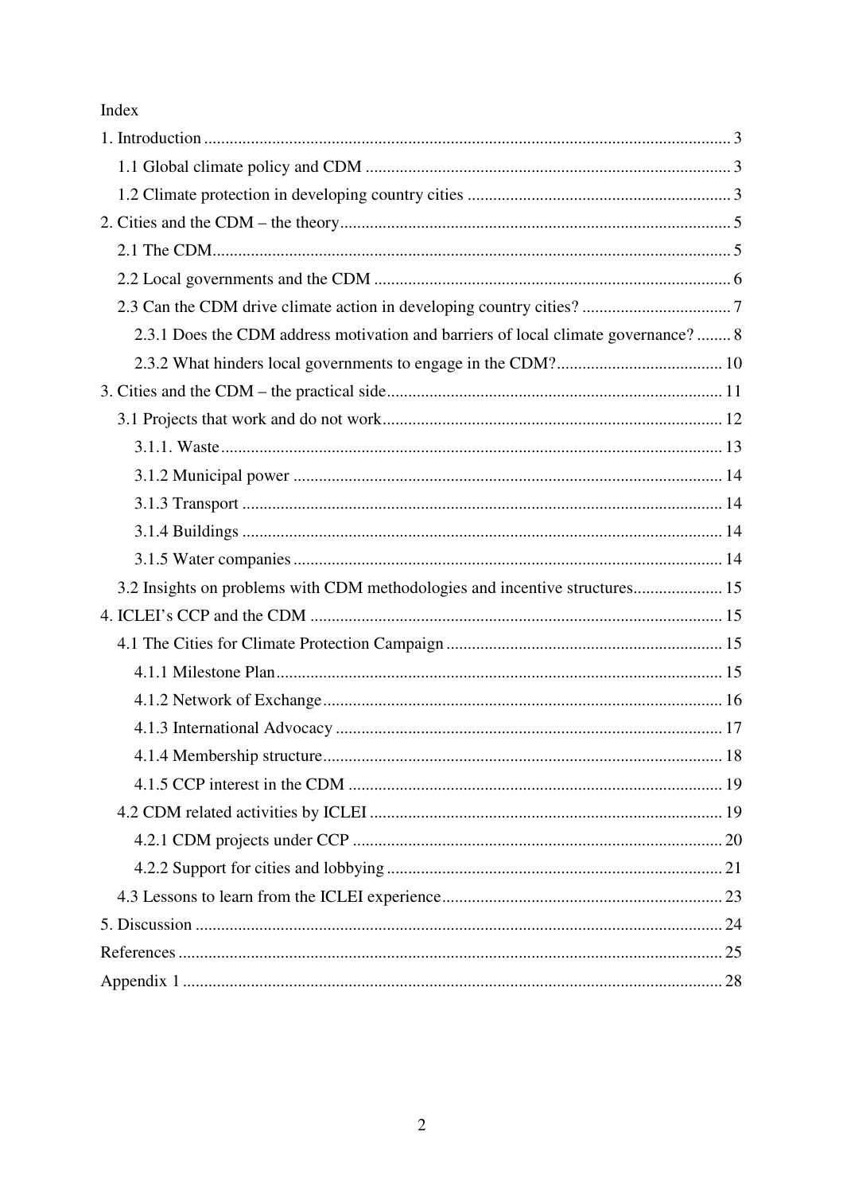Index

1. Introduction ........................................................................................................................ 3
   1.1 Global climate policy and CDM ..................................................................................... 3
   1.2 Climate protection in developing country cities ............................................................. 3
2. Cities and the CDM – the theory .......................................................................................... 5
   2.1 The CDM ......................................................................................................................... 5
   2.2 Local governments and the CDM ................................................................................... 6
   2.3 Can the CDM drive climate action in developing country cities? .................................. 7
      2.3.1 Does the CDM address motivation and barriers of local climate governance? ........ 8
      2.3.2 What hinders local governments to engage in the CDM? ....................................... 10
3. Cities and the CDM – the practical side ............................................................................. 11
   3.1 Projects that work and do not work ............................................................................... 12
      3.1.1. Waste ..................................................................................................................... 13
      3.1.2 Municipal power ..................................................................................................... 14
      3.1.3 Transport ................................................................................................................ 14
      3.1.4 Buildings ................................................................................................................ 14
      3.1.5 Water companies .................................................................................................... 14
   3.2 Insights on problems with CDM methodologies and incentive structures ..................... 15
4. ICLEI's CCP and the CDM ................................................................................................ 15
   4.1 The Cities for Climate Protection Campaign ................................................................ 15
      4.1.1 Milestone Plan ........................................................................................................ 15
      4.1.2 Network of Exchange ............................................................................................. 16
      4.1.3 International Advocacy .......................................................................................... 17
      4.1.4 Membership structure ............................................................................................. 18
      4.1.5 CCP interest in the CDM ....................................................................................... 19
   4.2 CDM related activities by ICLEI .................................................................................. 19
      4.2.1 CDM projects under CCP ...................................................................................... 20
      4.2.2 Support for cities and lobbying .............................................................................. 21
   4.3 Lessons to learn from the ICLEI experience ................................................................. 23
5. Discussion ........................................................................................................................... 24
References ............................................................................................................................... 25
Appendix 1 .............................................................................................................................. 28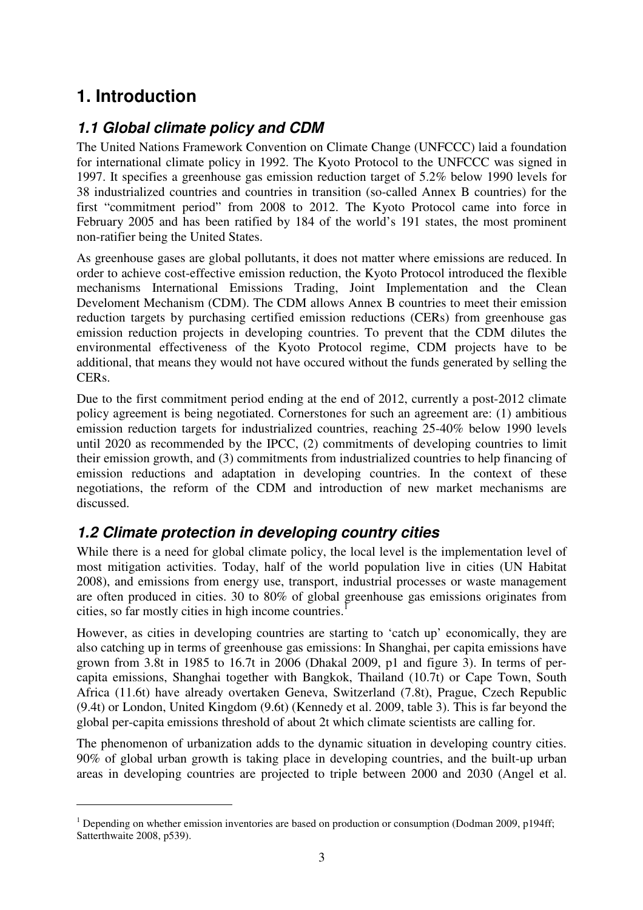# 1. Introduction

## 1.1 Global climate policy and CDM

The United Nations Framework Convention on Climate Change (UNFCCC) laid a foundation for international climate policy in 1992. The Kyoto Protocol to the UNFCCC was signed in 1997. It specifies a greenhouse gas emission reduction target of 5.2% below 1990 levels for 38 industrialized countries and countries in transition (so-called Annex B countries) for the first "commitment period" from 2008 to 2012. The Kyoto Protocol came into force in February 2005 and has been ratified by 184 of the world's 191 states, the most prominent non-ratifier being the United States.

As greenhouse gases are global pollutants, it does not matter where emissions are reduced. In order to achieve cost-effective emission reduction, the Kyoto Protocol introduced the flexible mechanisms International Emissions Trading, Joint Implementation and the Clean Develoment Mechanism (CDM). The CDM allows Annex B countries to meet their emission reduction targets by purchasing certified emission reductions (CERs) from greenhouse gas emission reduction projects in developing countries. To prevent that the CDM dilutes the environmental effectiveness of the Kyoto Protocol regime, CDM projects have to be additional, that means they would not have occured without the funds generated by selling the CERs.

Due to the first commitment period ending at the end of 2012, currently a post-2012 climate policy agreement is being negotiated. Cornerstones for such an agreement are: (1) ambitious emission reduction targets for industrialized countries, reaching 25-40% below 1990 levels until 2020 as recommended by the IPCC, (2) commitments of developing countries to limit their emission growth, and (3) commitments from industrialized countries to help financing of emission reductions and adaptation in developing countries. In the context of these negotiations, the reform of the CDM and introduction of new market mechanisms are discussed.

## 1.2 Climate protection in developing country cities

While there is a need for global climate policy, the local level is the implementation level of most mitigation activities. Today, half of the world population live in cities (UN Habitat 2008), and emissions from energy use, transport, industrial processes or waste management are often produced in cities. 30 to 80% of global greenhouse gas emissions originates from cities, so far mostly cities in high income countries.[1]

However, as cities in developing countries are starting to 'catch up' economically, they are also catching up in terms of greenhouse gas emissions: In Shanghai, per capita emissions have grown from 3.8t in 1985 to 16.7t in 2006 (Dhakal 2009, p1 and figure 3). In terms of per-capita emissions, Shanghai together with Bangkok, Thailand (10.7t) or Cape Town, South Africa (11.6t) have already overtaken Geneva, Switzerland (7.8t), Prague, Czech Republic (9.4t) or London, United Kingdom (9.6t) (Kennedy et al. 2009, table 3). This is far beyond the global per-capita emissions threshold of about 2t which climate scientists are calling for.

The phenomenon of urbanization adds to the dynamic situation in developing country cities. 90% of global urban growth is taking place in developing countries, and the built-up urban areas in developing countries are projected to triple between 2000 and 2030 (Angel et al.

[1] Depending on whether emission inventories are based on production or consumption (Dodman 2009, p194ff; Satterthwaite 2008, p539).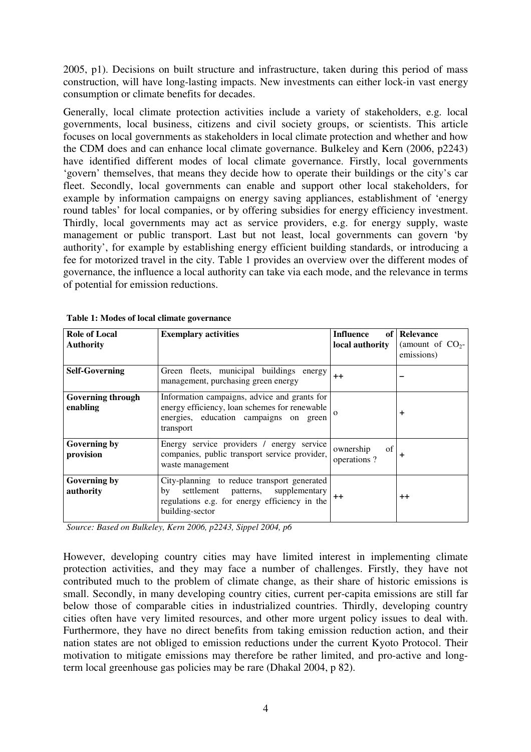2005, p1). Decisions on built structure and infrastructure, taken during this period of mass construction, will have long-lasting impacts. New investments can either lock-in vast energy consumption or climate benefits for decades.

Generally, local climate protection activities include a variety of stakeholders, e.g. local governments, local business, citizens and civil society groups, or scientists. This article focuses on local governments as stakeholders in local climate protection and whether and how the CDM does and can enhance local climate governance. Bulkeley and Kern (2006, p2243) have identified different modes of local climate governance. Firstly, local governments 'govern' themselves, that means they decide how to operate their buildings or the city's car fleet. Secondly, local governments can enable and support other local stakeholders, for example by information campaigns on energy saving appliances, establishment of 'energy round tables' for local companies, or by offering subsidies for energy efficiency investment. Thirdly, local governments may act as service providers, e.g. for energy supply, waste management or public transport. Last but not least, local governments can govern 'by authority', for example by establishing energy efficient building standards, or introducing a fee for motorized travel in the city. Table 1 provides an overview over the different modes of governance, the influence a local authority can take via each mode, and the relevance in terms of potential for emission reductions.

**Table 1: Modes of local climate governance**

| Role of Local Authority | Exemplary activities | Influence of local authority | Relevance (amount of $CO_2$-emissions) |
|---|---|---|---|
| **Self-Governing** | Green fleets, municipal buildings energy management, purchasing green energy | ++ | – |
| **Governing through enabling** | Information campaigns, advice and grants for energy efficiency, loan schemes for renewable energies, education campaigns on green transport | o | + |
| **Governing by provision** | Energy service providers / energy service companies, public transport service provider, waste management | ownership of operations ? | + |
| **Governing by authority** | City-planning to reduce transport generated by settlement patterns, supplementary regulations e.g. for energy efficiency in the building-sector | ++ | ++ |

*Source: Based on Bulkeley, Kern 2006, p2243, Sippel 2004, p6*

However, developing country cities may have limited interest in implementing climate protection activities, and they may face a number of challenges. Firstly, they have not contributed much to the problem of climate change, as their share of historic emissions is small. Secondly, in many developing country cities, current per-capita emissions are still far below those of comparable cities in industrialized countries. Thirdly, developing country cities often have very limited resources, and other more urgent policy issues to deal with. Furthermore, they have no direct benefits from taking emission reduction action, and their nation states are not obliged to emission reductions under the current Kyoto Protocol. Their motivation to mitigate emissions may therefore be rather limited, and pro-active and long-term local greenhouse gas policies may be rare (Dhakal 2004, p 82).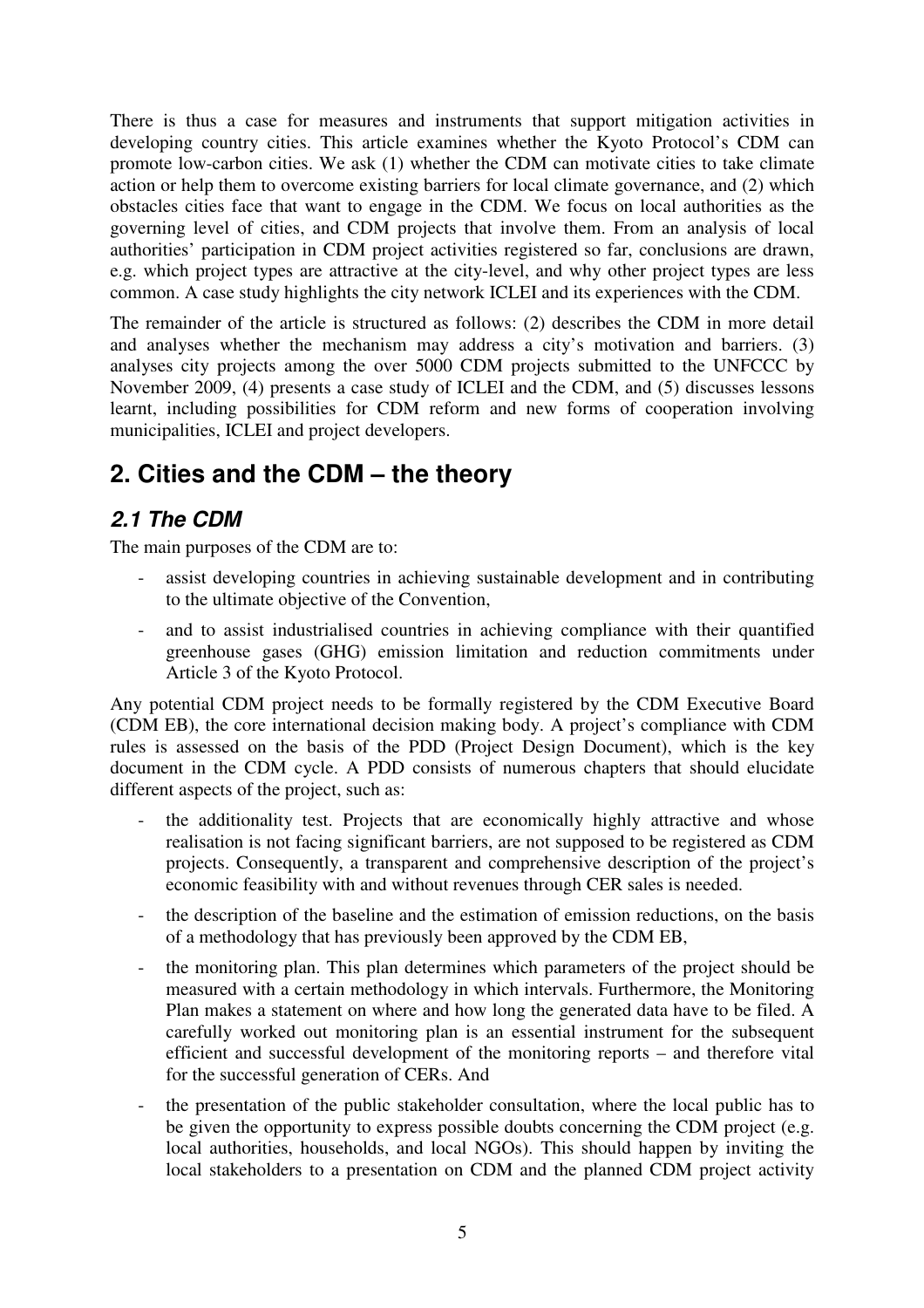There is thus a case for measures and instruments that support mitigation activities in developing country cities. This article examines whether the Kyoto Protocol's CDM can promote low-carbon cities. We ask (1) whether the CDM can motivate cities to take climate action or help them to overcome existing barriers for local climate governance, and (2) which obstacles cities face that want to engage in the CDM. We focus on local authorities as the governing level of cities, and CDM projects that involve them. From an analysis of local authorities' participation in CDM project activities registered so far, conclusions are drawn, e.g. which project types are attractive at the city-level, and why other project types are less common. A case study highlights the city network ICLEI and its experiences with the CDM.

The remainder of the article is structured as follows: (2) describes the CDM in more detail and analyses whether the mechanism may address a city's motivation and barriers. (3) analyses city projects among the over 5000 CDM projects submitted to the UNFCCC by November 2009, (4) presents a case study of ICLEI and the CDM, and (5) discusses lessons learnt, including possibilities for CDM reform and new forms of cooperation involving municipalities, ICLEI and project developers.

# 2. Cities and the CDM – the theory

## *2.1 The CDM*

The main purposes of the CDM are to:

- assist developing countries in achieving sustainable development and in contributing to the ultimate objective of the Convention,
- and to assist industrialised countries in achieving compliance with their quantified greenhouse gases (GHG) emission limitation and reduction commitments under Article 3 of the Kyoto Protocol.

Any potential CDM project needs to be formally registered by the CDM Executive Board (CDM EB), the core international decision making body. A project's compliance with CDM rules is assessed on the basis of the PDD (Project Design Document), which is the key document in the CDM cycle. A PDD consists of numerous chapters that should elucidate different aspects of the project, such as:

- the additionality test. Projects that are economically highly attractive and whose realisation is not facing significant barriers, are not supposed to be registered as CDM projects. Consequently, a transparent and comprehensive description of the project's economic feasibility with and without revenues through CER sales is needed.
- the description of the baseline and the estimation of emission reductions, on the basis of a methodology that has previously been approved by the CDM EB,
- the monitoring plan. This plan determines which parameters of the project should be measured with a certain methodology in which intervals. Furthermore, the Monitoring Plan makes a statement on where and how long the generated data have to be filed. A carefully worked out monitoring plan is an essential instrument for the subsequent efficient and successful development of the monitoring reports – and therefore vital for the successful generation of CERs. And
- the presentation of the public stakeholder consultation, where the local public has to be given the opportunity to express possible doubts concerning the CDM project (e.g. local authorities, households, and local NGOs). This should happen by inviting the local stakeholders to a presentation on CDM and the planned CDM project activity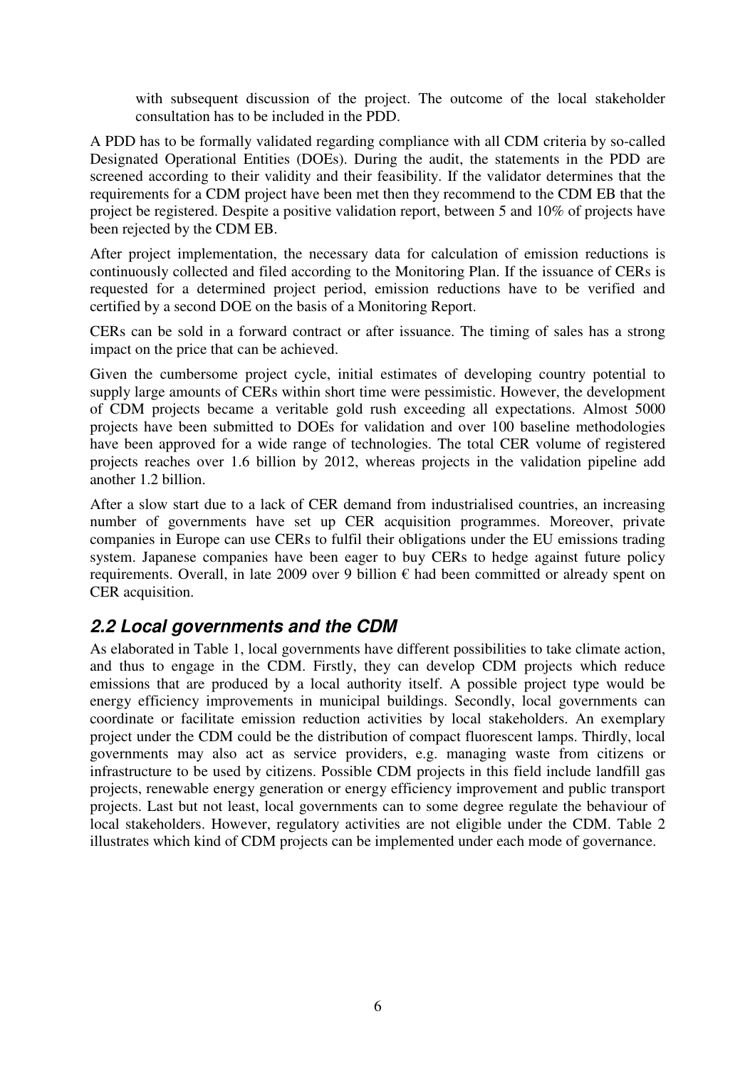with subsequent discussion of the project. The outcome of the local stakeholder consultation has to be included in the PDD.

A PDD has to be formally validated regarding compliance with all CDM criteria by so-called Designated Operational Entities (DOEs). During the audit, the statements in the PDD are screened according to their validity and their feasibility. If the validator determines that the requirements for a CDM project have been met then they recommend to the CDM EB that the project be registered. Despite a positive validation report, between 5 and 10% of projects have been rejected by the CDM EB.

After project implementation, the necessary data for calculation of emission reductions is continuously collected and filed according to the Monitoring Plan. If the issuance of CERs is requested for a determined project period, emission reductions have to be verified and certified by a second DOE on the basis of a Monitoring Report.

CERs can be sold in a forward contract or after issuance. The timing of sales has a strong impact on the price that can be achieved.

Given the cumbersome project cycle, initial estimates of developing country potential to supply large amounts of CERs within short time were pessimistic. However, the development of CDM projects became a veritable gold rush exceeding all expectations. Almost 5000 projects have been submitted to DOEs for validation and over 100 baseline methodologies have been approved for a wide range of technologies. The total CER volume of registered projects reaches over 1.6 billion by 2012, whereas projects in the validation pipeline add another 1.2 billion.

After a slow start due to a lack of CER demand from industrialised countries, an increasing number of governments have set up CER acquisition programmes. Moreover, private companies in Europe can use CERs to fulfil their obligations under the EU emissions trading system. Japanese companies have been eager to buy CERs to hedge against future policy requirements. Overall, in late 2009 over 9 billion € had been committed or already spent on CER acquisition.

## *2.2 Local governments and the CDM*

As elaborated in Table 1, local governments have different possibilities to take climate action, and thus to engage in the CDM. Firstly, they can develop CDM projects which reduce emissions that are produced by a local authority itself. A possible project type would be energy efficiency improvements in municipal buildings. Secondly, local governments can coordinate or facilitate emission reduction activities by local stakeholders. An exemplary project under the CDM could be the distribution of compact fluorescent lamps. Thirdly, local governments may also act as service providers, e.g. managing waste from citizens or infrastructure to be used by citizens. Possible CDM projects in this field include landfill gas projects, renewable energy generation or energy efficiency improvement and public transport projects. Last but not least, local governments can to some degree regulate the behaviour of local stakeholders. However, regulatory activities are not eligible under the CDM. Table 2 illustrates which kind of CDM projects can be implemented under each mode of governance.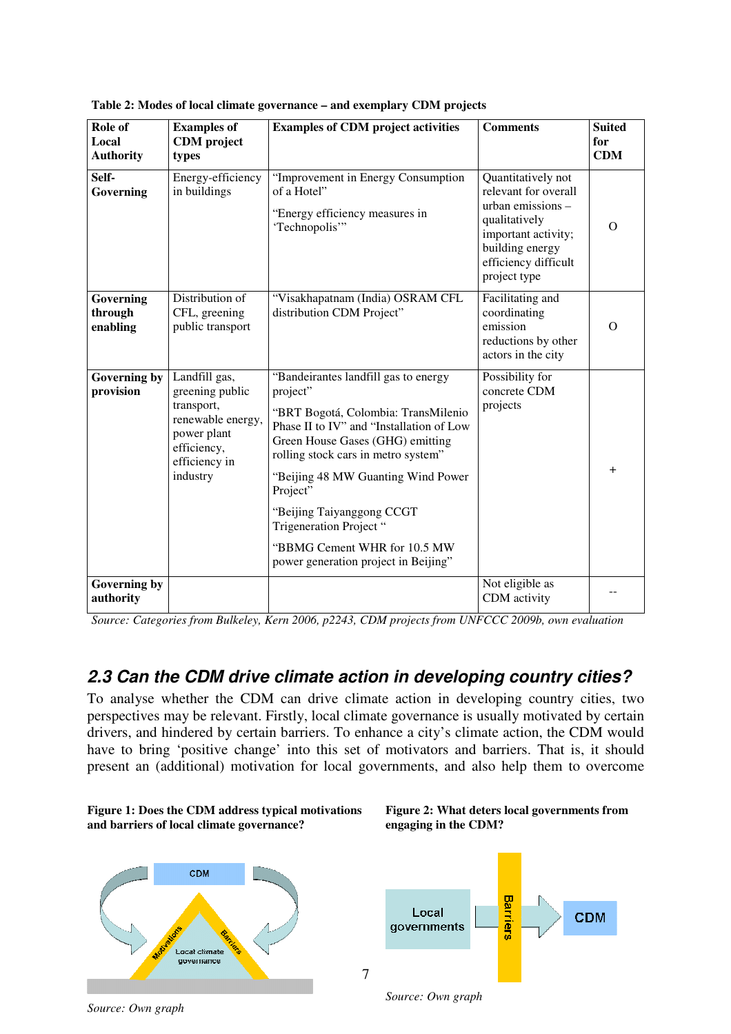**Table 2: Modes of local climate governance – and exemplary CDM projects**

| Role of Local Authority | Examples of CDM project types | Examples of CDM project activities | Comments | Suited for CDM |
|---|---|---|---|---|
| **Self-Governing** | Energy-efficiency in buildings | "Improvement in Energy Consumption of a Hotel" "Energy efficiency measures in 'Technopolis'" | Quantitatively not relevant for overall urban emissions – qualitatively important activity; building energy efficiency difficult project type | O |
| **Governing through enabling** | Distribution of CFL, greening public transport | "Visakhapatnam (India) OSRAM CFL distribution CDM Project" | Facilitating and coordinating emission reductions by other actors in the city | O |
| **Governing by provision** | Landfill gas, greening public transport, renewable energy, power plant efficiency, efficiency in industry | "Bandeirantes landfill gas to energy project" "BRT Bogotá, Colombia: TransMilenio Phase II to IV" and "Installation of Low Green House Gases (GHG) emitting rolling stock cars in metro system" "Beijing 48 MW Guanting Wind Power Project" "Beijing Taiyanggong CCGT Trigeneration Project " "BBMG Cement WHR for 10.5 MW power generation project in Beijing" | Possibility for concrete CDM projects | + |
| **Governing by authority** | | | Not eligible as CDM activity | -- |

*Source: Categories from Bulkeley, Kern 2006, p2243, CDM projects from UNFCCC 2009b, own evaluation*

## *2.3 Can the CDM drive climate action in developing country cities?*

To analyse whether the CDM can drive climate action in developing country cities, two perspectives may be relevant. Firstly, local climate governance is usually motivated by certain drivers, and hindered by certain barriers. To enhance a city's climate action, the CDM would have to bring 'positive change' into this set of motivators and barriers. That is, it should present an (additional) motivation for local governments, and also help them to overcome

**Figure 1: Does the CDM address typical motivations and barriers of local climate governance?**

CDM

Motivations

Barriers

Local climate governance

*Source: Own graph*

**Figure 2: What deters local governments from engaging in the CDM?**

Local governments

Barriers

CDM

*Source: Own graph*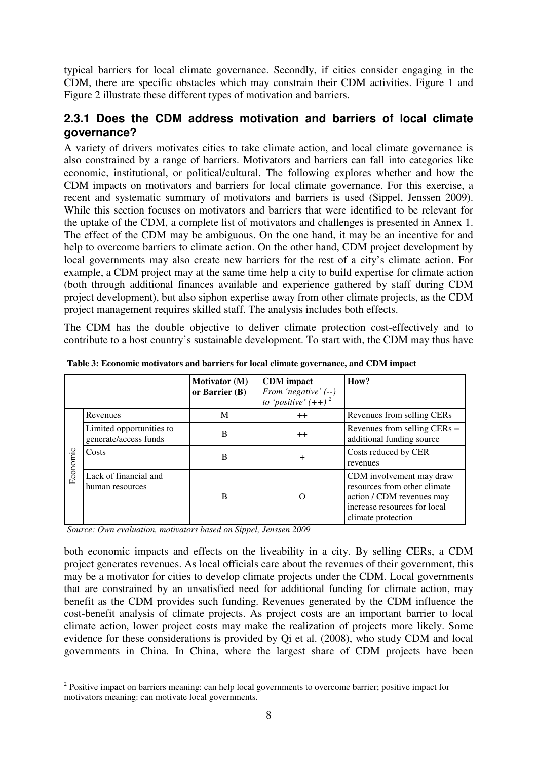typical barriers for local climate governance. Secondly, if cities consider engaging in the CDM, there are specific obstacles which may constrain their CDM activities. Figure 1 and Figure 2 illustrate these different types of motivation and barriers.

### 2.3.1 Does the CDM address motivation and barriers of local climate governance?

A variety of drivers motivates cities to take climate action, and local climate governance is also constrained by a range of barriers. Motivators and barriers can fall into categories like economic, institutional, or political/cultural. The following explores whether and how the CDM impacts on motivators and barriers for local climate governance. For this exercise, a recent and systematic summary of motivators and barriers is used (Sippel, Jenssen 2009). While this section focuses on motivators and barriers that were identified to be relevant for the uptake of the CDM, a complete list of motivators and challenges is presented in Annex 1. The effect of the CDM may be ambiguous. On the one hand, it may be an incentive for and help to overcome barriers to climate action. On the other hand, CDM project development by local governments may also create new barriers for the rest of a city's climate action. For example, a CDM project may at the same time help a city to build expertise for climate action (both through additional finances available and experience gathered by staff during CDM project development), but also siphon expertise away from other climate projects, as the CDM project management requires skilled staff. The analysis includes both effects.

The CDM has the double objective to deliver climate protection cost-effectively and to contribute to a host country's sustainable development. To start with, the CDM may thus have

**Table 3: Economic motivators and barriers for local climate governance, and CDM impact**

| | | Motivator (M) or Barrier (B) | CDM impact *From 'negative' (--) to 'positive' (++)* [2] | How? |
|---|---|---|---|---|
| Economic | Revenues | M | ++ | Revenues from selling CERs |
| | Limited opportunities to generate/access funds | B | ++ | Revenues from selling CERs = additional funding source |
| | Costs | B | + | Costs reduced by CER revenues |
| | Lack of financial and human resources | B | O | CDM involvement may draw resources from other climate action / CDM revenues may increase resources for local climate protection |

*Source: Own evaluation, motivators based on Sippel, Jenssen 2009*

both economic impacts and effects on the liveability in a city. By selling CERs, a CDM project generates revenues. As local officials care about the revenues of their government, this may be a motivator for cities to develop climate projects under the CDM. Local governments that are constrained by an unsatisfied need for additional funding for climate action, may benefit as the CDM provides such funding. Revenues generated by the CDM influence the cost-benefit analysis of climate projects. As project costs are an important barrier to local climate action, lower project costs may make the realization of projects more likely. Some evidence for these considerations is provided by Qi et al. (2008), who study CDM and local governments in China. In China, where the largest share of CDM projects have been

[2] Positive impact on barriers meaning: can help local governments to overcome barrier; positive impact for motivators meaning: can motivate local governments.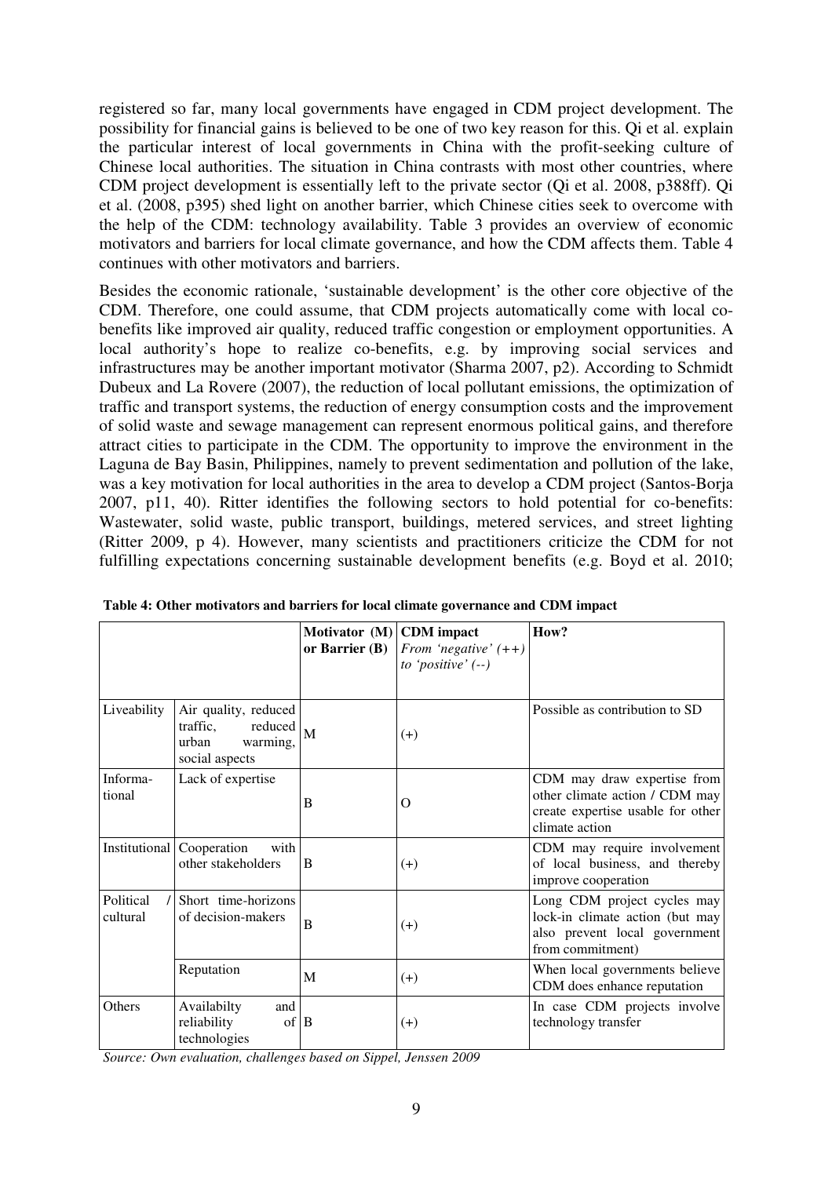registered so far, many local governments have engaged in CDM project development. The possibility for financial gains is believed to be one of two key reason for this. Qi et al. explain the particular interest of local governments in China with the profit-seeking culture of Chinese local authorities. The situation in China contrasts with most other countries, where CDM project development is essentially left to the private sector (Qi et al. 2008, p388ff). Qi et al. (2008, p395) shed light on another barrier, which Chinese cities seek to overcome with the help of the CDM: technology availability. Table 3 provides an overview of economic motivators and barriers for local climate governance, and how the CDM affects them. Table 4 continues with other motivators and barriers.

Besides the economic rationale, 'sustainable development' is the other core objective of the CDM. Therefore, one could assume, that CDM projects automatically come with local co-benefits like improved air quality, reduced traffic congestion or employment opportunities. A local authority's hope to realize co-benefits, e.g. by improving social services and infrastructures may be another important motivator (Sharma 2007, p2). According to Schmidt Dubeux and La Rovere (2007), the reduction of local pollutant emissions, the optimization of traffic and transport systems, the reduction of energy consumption costs and the improvement of solid waste and sewage management can represent enormous political gains, and therefore attract cities to participate in the CDM. The opportunity to improve the environment in the Laguna de Bay Basin, Philippines, namely to prevent sedimentation and pollution of the lake, was a key motivation for local authorities in the area to develop a CDM project (Santos-Borja 2007, p11, 40). Ritter identifies the following sectors to hold potential for co-benefits: Wastewater, solid waste, public transport, buildings, metered services, and street lighting (Ritter 2009, p 4). However, many scientists and practitioners criticize the CDM for not fulfilling expectations concerning sustainable development benefits (e.g. Boyd et al. 2010;

**Table 4: Other motivators and barriers for local climate governance and CDM impact**

| | | Motivator (M) or Barrier (B) | CDM impact *From 'negative' (++) to 'positive' (--)* | How? |
|---|---|---|---|---|
| Liveability | Air quality, reduced traffic, reduced urban warming, social aspects | M | (+) | Possible as contribution to SD |
| Informa-tional | Lack of expertise | B | O | CDM may draw expertise from other climate action / CDM may create expertise usable for other climate action |
| Institutional | Cooperation with other stakeholders | B | (+) | CDM may require involvement of local business, and thereby improve cooperation |
| Political / cultural | Short time-horizons of decision-makers | B | (+) | Long CDM project cycles may lock-in climate action (but may also prevent local government from commitment) |
| | Reputation | M | (+) | When local governments believe CDM does enhance reputation |
| Others | Availabilty and reliability of technologies | B | (+) | In case CDM projects involve technology transfer |

*Source: Own evaluation, challenges based on Sippel, Jenssen 2009*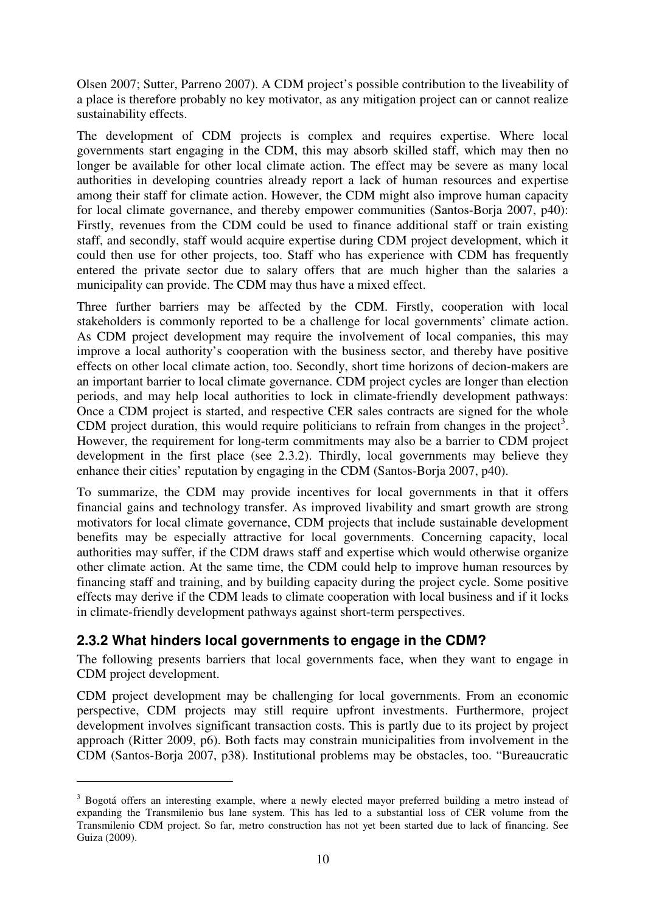Olsen 2007; Sutter, Parreno 2007). A CDM project's possible contribution to the liveability of a place is therefore probably no key motivator, as any mitigation project can or cannot realize sustainability effects.

The development of CDM projects is complex and requires expertise. Where local governments start engaging in the CDM, this may absorb skilled staff, which may then no longer be available for other local climate action. The effect may be severe as many local authorities in developing countries already report a lack of human resources and expertise among their staff for climate action. However, the CDM might also improve human capacity for local climate governance, and thereby empower communities (Santos-Borja 2007, p40): Firstly, revenues from the CDM could be used to finance additional staff or train existing staff, and secondly, staff would acquire expertise during CDM project development, which it could then use for other projects, too. Staff who has experience with CDM has frequently entered the private sector due to salary offers that are much higher than the salaries a municipality can provide. The CDM may thus have a mixed effect.

Three further barriers may be affected by the CDM. Firstly, cooperation with local stakeholders is commonly reported to be a challenge for local governments' climate action. As CDM project development may require the involvement of local companies, this may improve a local authority's cooperation with the business sector, and thereby have positive effects on other local climate action, too. Secondly, short time horizons of decion-makers are an important barrier to local climate governance. CDM project cycles are longer than election periods, and may help local authorities to lock in climate-friendly development pathways: Once a CDM project is started, and respective CER sales contracts are signed for the whole CDM project duration, this would require politicians to refrain from changes in the project[3]. However, the requirement for long-term commitments may also be a barrier to CDM project development in the first place (see 2.3.2). Thirdly, local governments may believe they enhance their cities' reputation by engaging in the CDM (Santos-Borja 2007, p40).

To summarize, the CDM may provide incentives for local governments in that it offers financial gains and technology transfer. As improved livability and smart growth are strong motivators for local climate governance, CDM projects that include sustainable development benefits may be especially attractive for local governments. Concerning capacity, local authorities may suffer, if the CDM draws staff and expertise which would otherwise organize other climate action. At the same time, the CDM could help to improve human resources by financing staff and training, and by building capacity during the project cycle. Some positive effects may derive if the CDM leads to climate cooperation with local business and if it locks in climate-friendly development pathways against short-term perspectives.

### 2.3.2 What hinders local governments to engage in the CDM?

The following presents barriers that local governments face, when they want to engage in CDM project development.

CDM project development may be challenging for local governments. From an economic perspective, CDM projects may still require upfront investments. Furthermore, project development involves significant transaction costs. This is partly due to its project by project approach (Ritter 2009, p6). Both facts may constrain municipalities from involvement in the CDM (Santos-Borja 2007, p38). Institutional problems may be obstacles, too. "Bureaucratic

---

[3] Bogotá offers an interesting example, where a newly elected mayor preferred building a metro instead of expanding the Transmilenio bus lane system. This has led to a substantial loss of CER volume from the Transmilenio CDM project. So far, metro construction has not yet been started due to lack of financing. See Guiza (2009).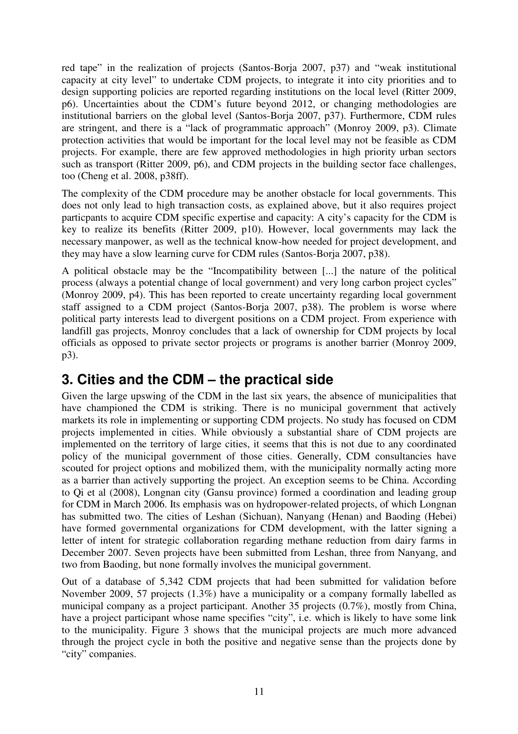red tape" in the realization of projects (Santos-Borja 2007, p37) and "weak institutional capacity at city level" to undertake CDM projects, to integrate it into city priorities and to design supporting policies are reported regarding institutions on the local level (Ritter 2009, p6). Uncertainties about the CDM's future beyond 2012, or changing methodologies are institutional barriers on the global level (Santos-Borja 2007, p37). Furthermore, CDM rules are stringent, and there is a "lack of programmatic approach" (Monroy 2009, p3). Climate protection activities that would be important for the local level may not be feasible as CDM projects. For example, there are few approved methodologies in high priority urban sectors such as transport (Ritter 2009, p6), and CDM projects in the building sector face challenges, too (Cheng et al. 2008, p38ff).

The complexity of the CDM procedure may be another obstacle for local governments. This does not only lead to high transaction costs, as explained above, but it also requires project particpants to acquire CDM specific expertise and capacity: A city's capacity for the CDM is key to realize its benefits (Ritter 2009, p10). However, local governments may lack the necessary manpower, as well as the technical know-how needed for project development, and they may have a slow learning curve for CDM rules (Santos-Borja 2007, p38).

A political obstacle may be the "Incompatibility between [...] the nature of the political process (always a potential change of local government) and very long carbon project cycles" (Monroy 2009, p4). This has been reported to create uncertainty regarding local government staff assigned to a CDM project (Santos-Borja 2007, p38). The problem is worse where political party interests lead to divergent positions on a CDM project. From experience with landfill gas projects, Monroy concludes that a lack of ownership for CDM projects by local officials as opposed to private sector projects or programs is another barrier (Monroy 2009, p3).

# 3. Cities and the CDM – the practical side

Given the large upswing of the CDM in the last six years, the absence of municipalities that have championed the CDM is striking. There is no municipal government that actively markets its role in implementing or supporting CDM projects. No study has focused on CDM projects implemented in cities. While obviously a substantial share of CDM projects are implemented on the territory of large cities, it seems that this is not due to any coordinated policy of the municipal government of those cities. Generally, CDM consultancies have scouted for project options and mobilized them, with the municipality normally acting more as a barrier than actively supporting the project. An exception seems to be China. According to Qi et al (2008), Longnan city (Gansu province) formed a coordination and leading group for CDM in March 2006. Its emphasis was on hydropower-related projects, of which Longnan has submitted two. The cities of Leshan (Sichuan), Nanyang (Henan) and Baoding (Hebei) have formed governmental organizations for CDM development, with the latter signing a letter of intent for strategic collaboration regarding methane reduction from dairy farms in December 2007. Seven projects have been submitted from Leshan, three from Nanyang, and two from Baoding, but none formally involves the municipal government.

Out of a database of 5,342 CDM projects that had been submitted for validation before November 2009, 57 projects (1.3%) have a municipality or a company formally labelled as municipal company as a project participant. Another 35 projects (0.7%), mostly from China, have a project participant whose name specifies "city", i.e. which is likely to have some link to the municipality. Figure 3 shows that the municipal projects are much more advanced through the project cycle in both the positive and negative sense than the projects done by "city" companies.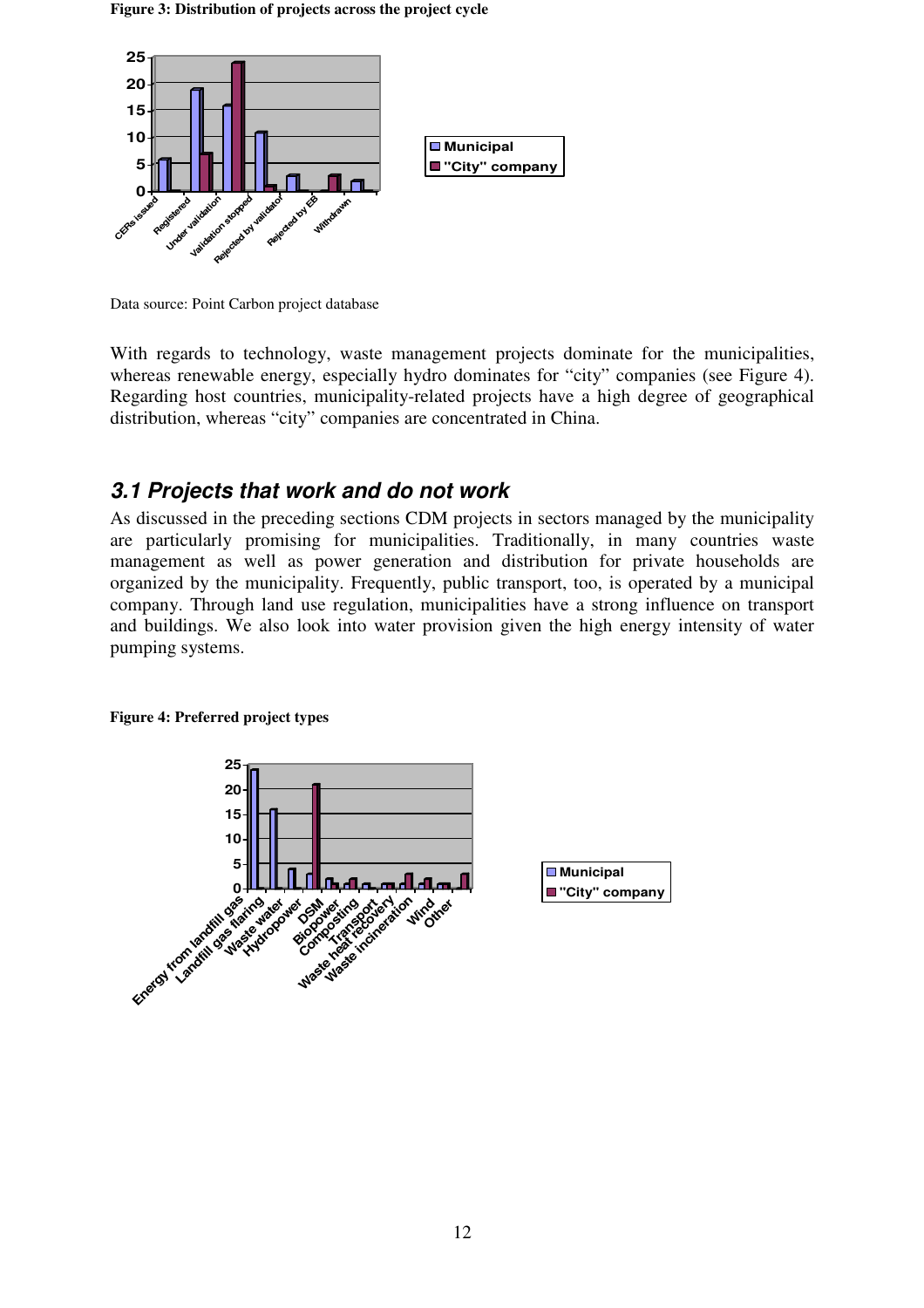**Figure 3: Distribution of projects across the project cycle**

Data source: Point Carbon project database

With regards to technology, waste management projects dominate for the municipalities, whereas renewable energy, especially hydro dominates for “city” companies (see Figure 4). Regarding host countries, municipality-related projects have a high degree of geographical distribution, whereas “city” companies are concentrated in China.

## *3.1 Projects that work and do not work*

As discussed in the preceding sections CDM projects in sectors managed by the municipality are particularly promising for municipalities. Traditionally, in many countries waste management as well as power generation and distribution for private households are organized by the municipality. Frequently, public transport, too, is operated by a municipal company. Through land use regulation, municipalities have a strong influence on transport and buildings. We also look into water provision given the high energy intensity of water pumping systems.

**Figure 4: Preferred project types**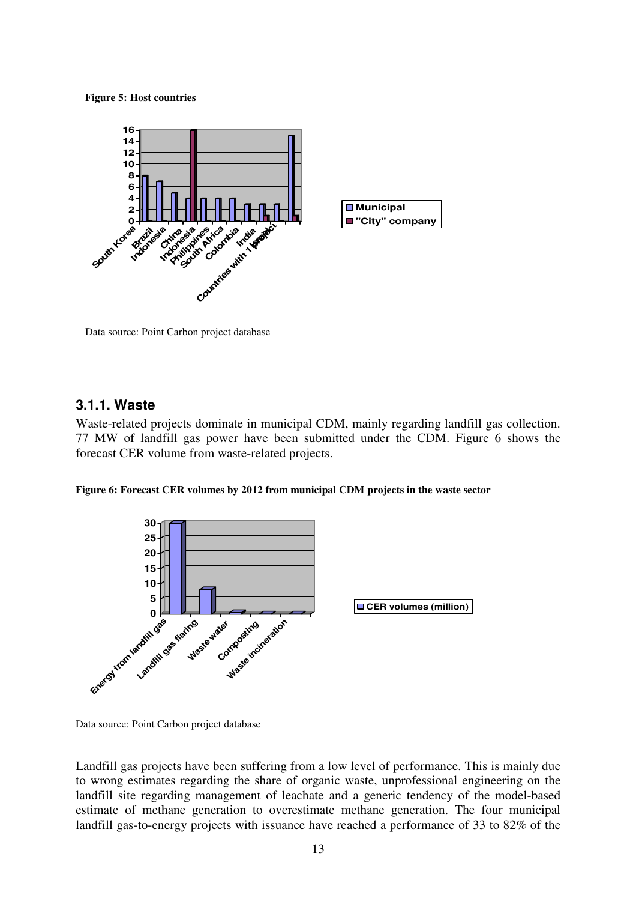**Figure 5: Host countries**

Data source: Point Carbon project database

### 3.1.1. Waste

Waste-related projects dominate in municipal CDM, mainly regarding landfill gas collection. 77 MW of landfill gas power have been submitted under the CDM. Figure 6 shows the forecast CER volume from waste-related projects.

**Figure 6: Forecast CER volumes by 2012 from municipal CDM projects in the waste sector**

Data source: Point Carbon project database

Landfill gas projects have been suffering from a low level of performance. This is mainly due to wrong estimates regarding the share of organic waste, unprofessional engineering on the landfill site regarding management of leachate and a generic tendency of the model-based estimate of methane generation to overestimate methane generation. The four municipal landfill gas-to-energy projects with issuance have reached a performance of 33 to 82% of the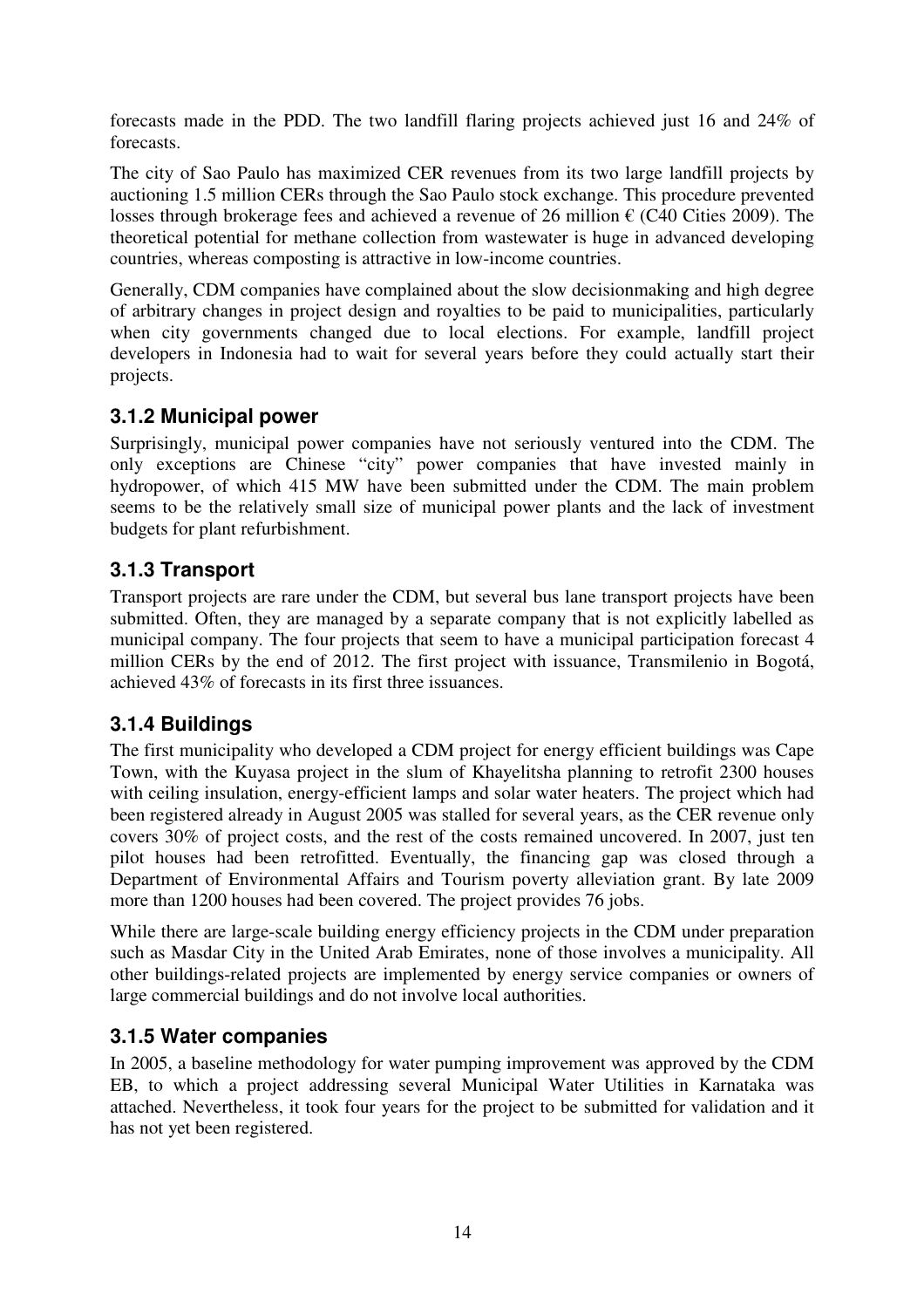forecasts made in the PDD. The two landfill flaring projects achieved just 16 and 24% of forecasts.

The city of Sao Paulo has maximized CER revenues from its two large landfill projects by auctioning 1.5 million CERs through the Sao Paulo stock exchange. This procedure prevented losses through brokerage fees and achieved a revenue of 26 million € (C40 Cities 2009). The theoretical potential for methane collection from wastewater is huge in advanced developing countries, whereas composting is attractive in low-income countries.

Generally, CDM companies have complained about the slow decisionmaking and high degree of arbitrary changes in project design and royalties to be paid to municipalities, particularly when city governments changed due to local elections. For example, landfill project developers in Indonesia had to wait for several years before they could actually start their projects.

### 3.1.2 Municipal power

Surprisingly, municipal power companies have not seriously ventured into the CDM. The only exceptions are Chinese "city" power companies that have invested mainly in hydropower, of which 415 MW have been submitted under the CDM. The main problem seems to be the relatively small size of municipal power plants and the lack of investment budgets for plant refurbishment.

### 3.1.3 Transport

Transport projects are rare under the CDM, but several bus lane transport projects have been submitted. Often, they are managed by a separate company that is not explicitly labelled as municipal company. The four projects that seem to have a municipal participation forecast 4 million CERs by the end of 2012. The first project with issuance, Transmilenio in Bogotá, achieved 43% of forecasts in its first three issuances.

### 3.1.4 Buildings

The first municipality who developed a CDM project for energy efficient buildings was Cape Town, with the Kuyasa project in the slum of Khayelitsha planning to retrofit 2300 houses with ceiling insulation, energy-efficient lamps and solar water heaters. The project which had been registered already in August 2005 was stalled for several years, as the CER revenue only covers 30% of project costs, and the rest of the costs remained uncovered. In 2007, just ten pilot houses had been retrofitted. Eventually, the financing gap was closed through a Department of Environmental Affairs and Tourism poverty alleviation grant. By late 2009 more than 1200 houses had been covered. The project provides 76 jobs.

While there are large-scale building energy efficiency projects in the CDM under preparation such as Masdar City in the United Arab Emirates, none of those involves a municipality. All other buildings-related projects are implemented by energy service companies or owners of large commercial buildings and do not involve local authorities.

### 3.1.5 Water companies

In 2005, a baseline methodology for water pumping improvement was approved by the CDM EB, to which a project addressing several Municipal Water Utilities in Karnataka was attached. Nevertheless, it took four years for the project to be submitted for validation and it has not yet been registered.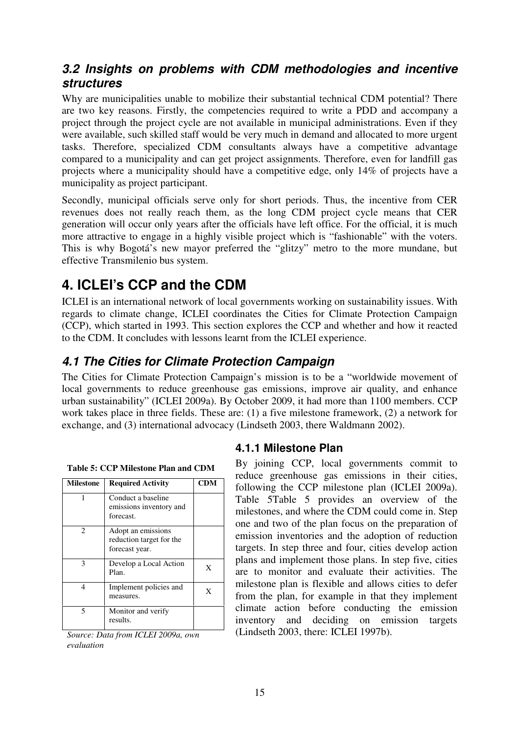### *3.2 Insights on problems with CDM methodologies and incentive structures*

Why are municipalities unable to mobilize their substantial technical CDM potential? There are two key reasons. Firstly, the competencies required to write a PDD and accompany a project through the project cycle are not available in municipal administrations. Even if they were available, such skilled staff would be very much in demand and allocated to more urgent tasks. Therefore, specialized CDM consultants always have a competitive advantage compared to a municipality and can get project assignments. Therefore, even for landfill gas projects where a municipality should have a competitive edge, only 14% of projects have a municipality as project participant.

Secondly, municipal officials serve only for short periods. Thus, the incentive from CER revenues does not really reach them, as the long CDM project cycle means that CER generation will occur only years after the officials have left office. For the official, it is much more attractive to engage in a highly visible project which is "fashionable" with the voters. This is why Bogotá's new mayor preferred the "glitzy" metro to the more mundane, but effective Transmilenio bus system.

# 4. ICLEI's CCP and the CDM

ICLEI is an international network of local governments working on sustainability issues. With regards to climate change, ICLEI coordinates the Cities for Climate Protection Campaign (CCP), which started in 1993. This section explores the CCP and whether and how it reacted to the CDM. It concludes with lessons learnt from the ICLEI experience.

## *4.1 The Cities for Climate Protection Campaign*

The Cities for Climate Protection Campaign's mission is to be a "worldwide movement of local governments to reduce greenhouse gas emissions, improve air quality, and enhance urban sustainability" (ICLEI 2009a). By October 2009, it had more than 1100 members. CCP work takes place in three fields. These are: (1) a five milestone framework, (2) a network for exchange, and (3) international advocacy (Lindseth 2003, there Waldmann 2002).

### 4.1.1 Milestone Plan

By joining CCP, local governments commit to reduce greenhouse gas emissions in their cities, following the CCP milestone plan (ICLEI 2009a). Table 5Table 5 provides an overview of the milestones, and where the CDM could come in. Step one and two of the plan focus on the preparation of emission inventories and the adoption of reduction targets. In step three and four, cities develop action plans and implement those plans. In step five, cities are to monitor and evaluate their activities. The milestone plan is flexible and allows cities to defer from the plan, for example in that they implement climate action before conducting the emission inventory and deciding on emission targets (Lindseth 2003, there: ICLEI 1997b).

**Table 5: CCP Milestone Plan and CDM**

| Milestone | Required Activity | CDM |
|---|---|---|
| 1 | Conduct a baseline emissions inventory and forecast. | |
| 2 | Adopt an emissions reduction target for the forecast year. | |
| 3 | Develop a Local Action Plan. | X |
| 4 | Implement policies and measures. | X |
| 5 | Monitor and verify results. | |

*Source: Data from ICLEI 2009a, own evaluation*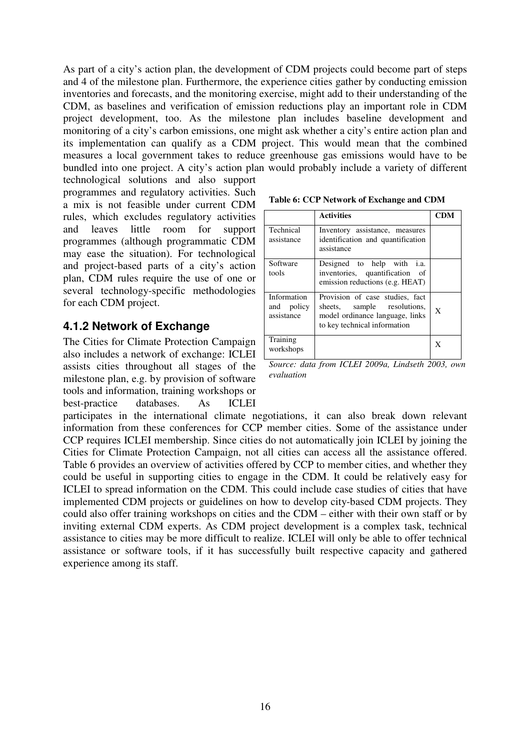As part of a city's action plan, the development of CDM projects could become part of steps and 4 of the milestone plan. Furthermore, the experience cities gather by conducting emission inventories and forecasts, and the monitoring exercise, might add to their understanding of the CDM, as baselines and verification of emission reductions play an important role in CDM project development, too. As the milestone plan includes baseline development and monitoring of a city's carbon emissions, one might ask whether a city's entire action plan and its implementation can qualify as a CDM project. This would mean that the combined measures a local government takes to reduce greenhouse gas emissions would have to be bundled into one project. A city's action plan would probably include a variety of different technological solutions and also support programmes and regulatory activities. Such a mix is not feasible under current CDM rules, which excludes regulatory activities and leaves little room for support programmes (although programmatic CDM may ease the situation). For technological and project-based parts of a city's action plan, CDM rules require the use of one or several technology-specific methodologies for each CDM project.

**Table 6: CCP Network of Exchange and CDM**

| | Activities | CDM |
|---|---|---|
| Technical assistance | Inventory assistance, measures identification and quantification assistance | |
| Software tools | Designed to help with i.a. inventories, quantification of emission reductions (e.g. HEAT) | |
| Information and policy assistance | Provision of case studies, fact sheets, sample resolutions, model ordinance language, links to key technical information | X |
| Training workshops | | X |

*Source: data from ICLEI 2009a, Lindseth 2003, own evaluation*

### 4.1.2 Network of Exchange

The Cities for Climate Protection Campaign also includes a network of exchange: ICLEI assists cities throughout all stages of the milestone plan, e.g. by provision of software tools and information, training workshops or best-practice databases. As ICLEI participates in the international climate negotiations, it can also break down relevant information from these conferences for CCP member cities. Some of the assistance under CCP requires ICLEI membership. Since cities do not automatically join ICLEI by joining the Cities for Climate Protection Campaign, not all cities can access all the assistance offered. Table 6 provides an overview of activities offered by CCP to member cities, and whether they could be useful in supporting cities to engage in the CDM. It could be relatively easy for ICLEI to spread information on the CDM. This could include case studies of cities that have implemented CDM projects or guidelines on how to develop city-based CDM projects. They could also offer training workshops on cities and the CDM – either with their own staff or by inviting external CDM experts. As CDM project development is a complex task, technical assistance to cities may be more difficult to realize. ICLEI will only be able to offer technical assistance or software tools, if it has successfully built respective capacity and gathered experience among its staff.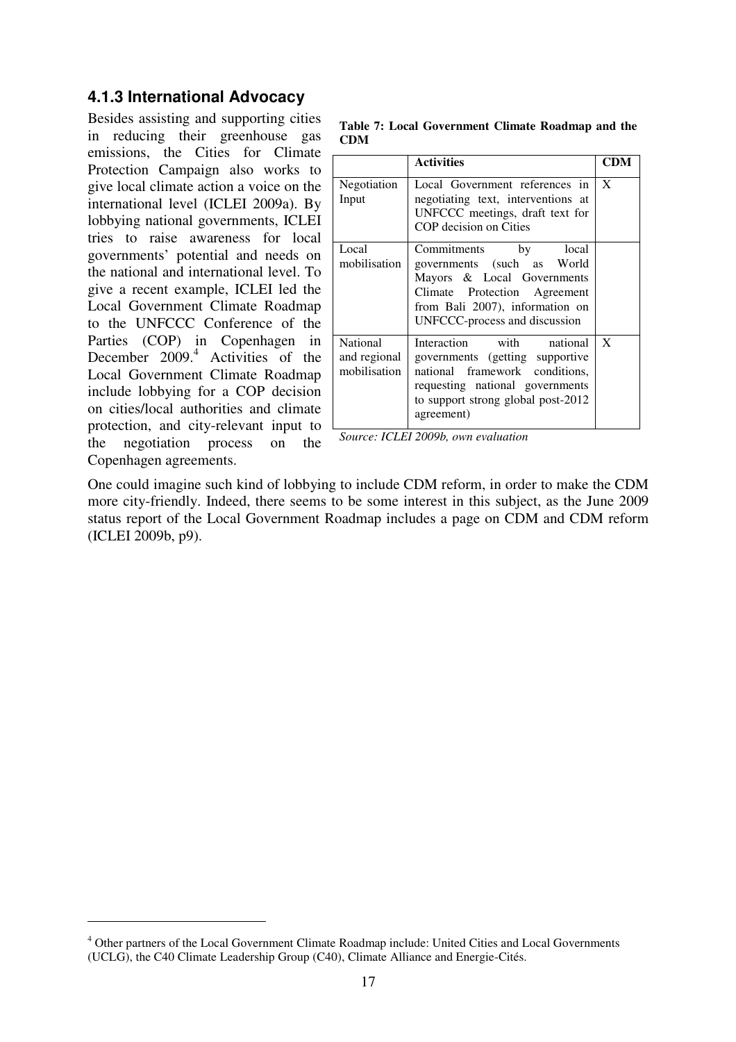### 4.1.3 International Advocacy

Besides assisting and supporting cities in reducing their greenhouse gas emissions, the Cities for Climate Protection Campaign also works to give local climate action a voice on the international level (ICLEI 2009a). By lobbying national governments, ICLEI tries to raise awareness for local governments' potential and needs on the national and international level. To give a recent example, ICLEI led the Local Government Climate Roadmap to the UNFCCC Conference of the Parties (COP) in Copenhagen in December 2009.[4] Activities of the Local Government Climate Roadmap include lobbying for a COP decision on cities/local authorities and climate protection, and city-relevant input to the negotiation process on the Copenhagen agreements.

**Table 7: Local Government Climate Roadmap and the CDM**

| | Activities | CDM |
|---|---|---|
| Negotiation Input | Local Government references in negotiating text, interventions at UNFCCC meetings, draft text for COP decision on Cities | X |
| Local mobilisation | Commitments by local governments (such as World Mayors & Local Governments Climate Protection Agreement from Bali 2007), information on UNFCCC-process and discussion | |
| National and regional mobilisation | Interaction with national governments (getting supportive national framework conditions, requesting national governments to support strong global post-2012 agreement) | X |

*Source: ICLEI 2009b, own evaluation*

One could imagine such kind of lobbying to include CDM reform, in order to make the CDM more city-friendly. Indeed, there seems to be some interest in this subject, as the June 2009 status report of the Local Government Roadmap includes a page on CDM and CDM reform (ICLEI 2009b, p9).

[4] Other partners of the Local Government Climate Roadmap include: United Cities and Local Governments (UCLG), the C40 Climate Leadership Group (C40), Climate Alliance and Energie-Cités.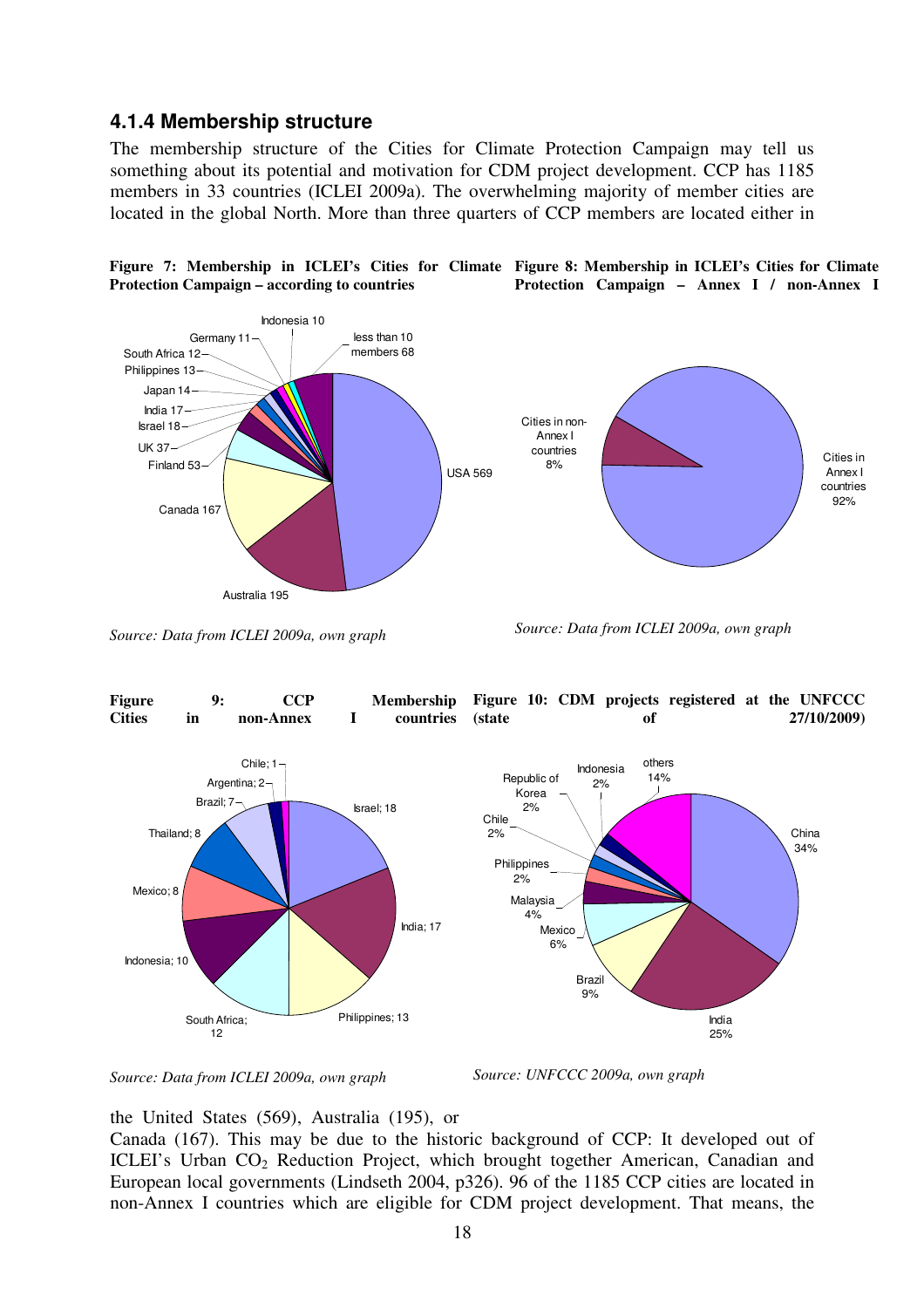### 4.1.4 Membership structure

The membership structure of the Cities for Climate Protection Campaign may tell us something about its potential and motivation for CDM project development. CCP has 1185 members in 33 countries (ICLEI 2009a). The overwhelming majority of member cities are located in the global North. More than three quarters of CCP members are located either in the United States (569), Australia (195), or Canada (167). This may be due to the historic background of CCP: It developed out of ICLEI's Urban $CO_2$ Reduction Project, which brought together American, Canadian and European local governments (Lindseth 2004, p326). 96 of the 1185 CCP cities are located in non-Annex I countries which are eligible for CDM project development. That means, the

**Figure 7: Membership in ICLEI's Cities for Climate Protection Campaign – according to countries**

*Source: Data from ICLEI 2009a, own graph*

**Figure 8: Membership in ICLEI's Cities for Climate Protection Campaign – Annex I / non-Annex I**

*Source: Data from ICLEI 2009a, own graph*

**Figure 9: CCP Membership Cities in non-Annex I countries**

*Source: Data from ICLEI 2009a, own graph*

**Figure 10: CDM projects registered at the UNFCCC (state of 27/10/2009)**

*Source: UNFCCC 2009a, own graph*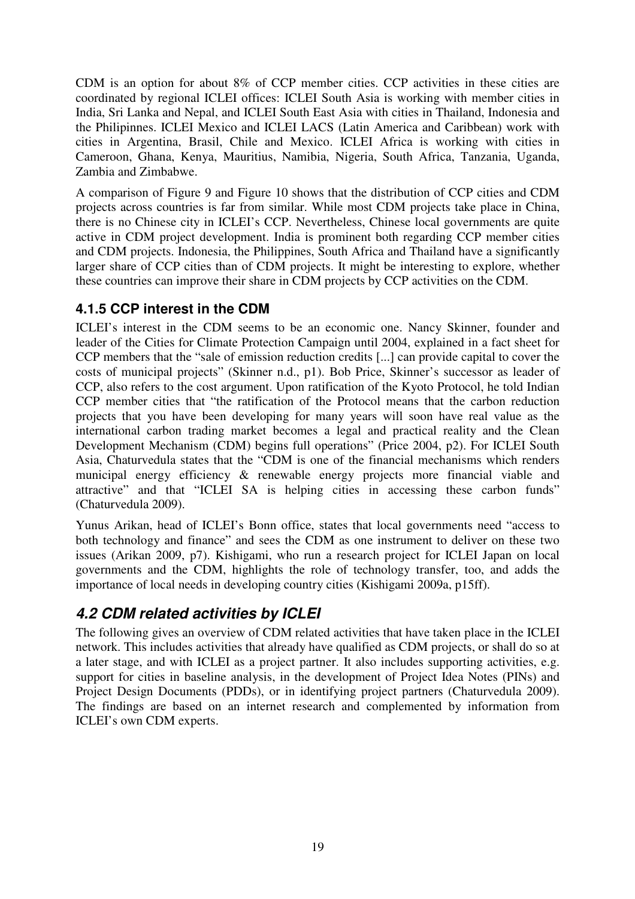CDM is an option for about 8% of CCP member cities. CCP activities in these cities are coordinated by regional ICLEI offices: ICLEI South Asia is working with member cities in India, Sri Lanka and Nepal, and ICLEI South East Asia with cities in Thailand, Indonesia and the Philipinnes. ICLEI Mexico and ICLEI LACS (Latin America and Caribbean) work with cities in Argentina, Brasil, Chile and Mexico. ICLEI Africa is working with cities in Cameroon, Ghana, Kenya, Mauritius, Namibia, Nigeria, South Africa, Tanzania, Uganda, Zambia and Zimbabwe.

A comparison of Figure 9 and Figure 10 shows that the distribution of CCP cities and CDM projects across countries is far from similar. While most CDM projects take place in China, there is no Chinese city in ICLEI's CCP. Nevertheless, Chinese local governments are quite active in CDM project development. India is prominent both regarding CCP member cities and CDM projects. Indonesia, the Philippines, South Africa and Thailand have a significantly larger share of CCP cities than of CDM projects. It might be interesting to explore, whether these countries can improve their share in CDM projects by CCP activities on the CDM.

### 4.1.5 CCP interest in the CDM

ICLEI's interest in the CDM seems to be an economic one. Nancy Skinner, founder and leader of the Cities for Climate Protection Campaign until 2004, explained in a fact sheet for CCP members that the "sale of emission reduction credits [...] can provide capital to cover the costs of municipal projects" (Skinner n.d., p1). Bob Price, Skinner's successor as leader of CCP, also refers to the cost argument. Upon ratification of the Kyoto Protocol, he told Indian CCP member cities that "the ratification of the Protocol means that the carbon reduction projects that you have been developing for many years will soon have real value as the international carbon trading market becomes a legal and practical reality and the Clean Development Mechanism (CDM) begins full operations" (Price 2004, p2). For ICLEI South Asia, Chaturvedula states that the "CDM is one of the financial mechanisms which renders municipal energy efficiency & renewable energy projects more financial viable and attractive" and that "ICLEI SA is helping cities in accessing these carbon funds" (Chaturvedula 2009).

Yunus Arikan, head of ICLEI's Bonn office, states that local governments need "access to both technology and finance" and sees the CDM as one instrument to deliver on these two issues (Arikan 2009, p7). Kishigami, who run a research project for ICLEI Japan on local governments and the CDM, highlights the role of technology transfer, too, and adds the importance of local needs in developing country cities (Kishigami 2009a, p15ff).

## *4.2 CDM related activities by ICLEI*

The following gives an overview of CDM related activities that have taken place in the ICLEI network. This includes activities that already have qualified as CDM projects, or shall do so at a later stage, and with ICLEI as a project partner. It also includes supporting activities, e.g. support for cities in baseline analysis, in the development of Project Idea Notes (PINs) and Project Design Documents (PDDs), or in identifying project partners (Chaturvedula 2009). The findings are based on an internet research and complemented by information from ICLEI's own CDM experts.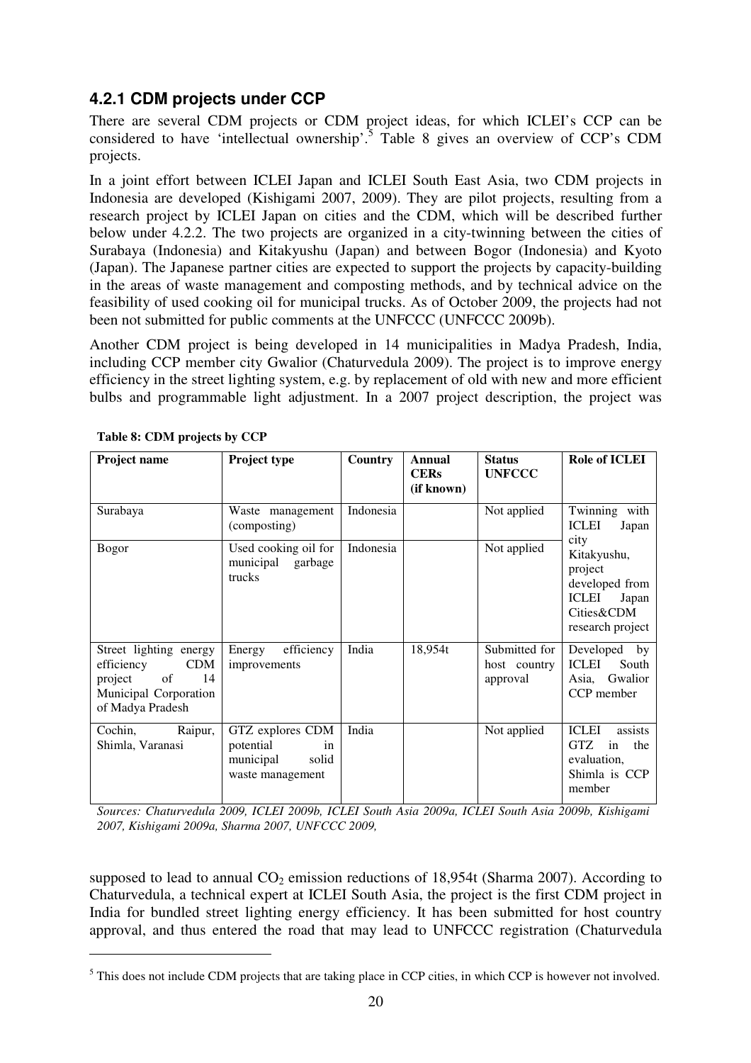### 4.2.1 CDM projects under CCP

There are several CDM projects or CDM project ideas, for which ICLEI's CCP can be considered to have 'intellectual ownership'.[5] Table 8 gives an overview of CCP's CDM projects.

In a joint effort between ICLEI Japan and ICLEI South East Asia, two CDM projects in Indonesia are developed (Kishigami 2007, 2009). They are pilot projects, resulting from a research project by ICLEI Japan on cities and the CDM, which will be described further below under 4.2.2. The two projects are organized in a city-twinning between the cities of Surabaya (Indonesia) and Kitakyushu (Japan) and between Bogor (Indonesia) and Kyoto (Japan). The Japanese partner cities are expected to support the projects by capacity-building in the areas of waste management and composting methods, and by technical advice on the feasibility of used cooking oil for municipal trucks. As of October 2009, the projects had not been not submitted for public comments at the UNFCCC (UNFCCC 2009b).

Another CDM project is being developed in 14 municipalities in Madya Pradesh, India, including CCP member city Gwalior (Chaturvedula 2009). The project is to improve energy efficiency in the street lighting system, e.g. by replacement of old with new and more efficient bulbs and programmable light adjustment. In a 2007 project description, the project was supposed to lead to annual $CO_2$ emission reductions of 18,954t (Sharma 2007). According to Chaturvedula, a technical expert at ICLEI South Asia, the project is the first CDM project in India for bundled street lighting energy efficiency. It has been submitted for host country approval, and thus entered the road that may lead to UNFCCC registration (Chaturvedula

**Table 8: CDM projects by CCP**

| Project name | Project type | Country | Annual CERs (if known) | Status UNFCCC | Role of ICLEI |
|---|---|---|---|---|---|
| Surabaya | Waste management (composting) | Indonesia | | Not applied | Twinning with ICLEI Japan city Kitakyushu, project developed from ICLEI Japan Cities&CDM research project |
| Bogor | Used cooking oil for municipal garbage trucks | Indonesia | | Not applied | |
| Street lighting energy efficiency CDM project of 14 Municipal Corporation of Madya Pradesh | Energy efficiency improvements | India | 18,954t | Submitted for host country approval | Developed by ICLEI South Asia, Gwalior CCP member |
| Cochin, Raipur, Shimla, Varanasi | GTZ explores CDM potential in municipal solid waste management | India | | Not applied | ICLEI assists GTZ in the evaluation, Shimla is CCP member |

*Sources: Chaturvedula 2009, ICLEI 2009b, ICLEI South Asia 2009a, ICLEI South Asia 2009b, Kishigami 2007, Kishigami 2009a, Sharma 2007, UNFCCC 2009,*

[5] This does not include CDM projects that are taking place in CCP cities, in which CCP is however not involved.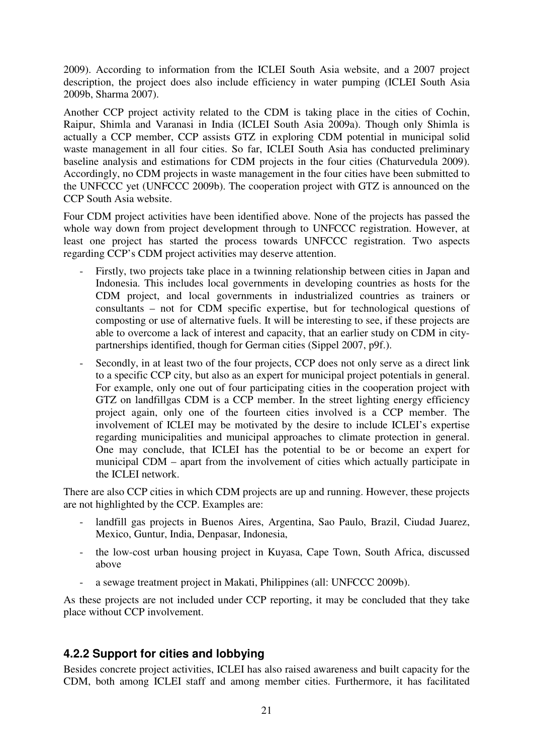2009). According to information from the ICLEI South Asia website, and a 2007 project description, the project does also include efficiency in water pumping (ICLEI South Asia 2009b, Sharma 2007).

Another CCP project activity related to the CDM is taking place in the cities of Cochin, Raipur, Shimla and Varanasi in India (ICLEI South Asia 2009a). Though only Shimla is actually a CCP member, CCP assists GTZ in exploring CDM potential in municipal solid waste management in all four cities. So far, ICLEI South Asia has conducted preliminary baseline analysis and estimations for CDM projects in the four cities (Chaturvedula 2009). Accordingly, no CDM projects in waste management in the four cities have been submitted to the UNFCCC yet (UNFCCC 2009b). The cooperation project with GTZ is announced on the CCP South Asia website.

Four CDM project activities have been identified above. None of the projects has passed the whole way down from project development through to UNFCCC registration. However, at least one project has started the process towards UNFCCC registration. Two aspects regarding CCP's CDM project activities may deserve attention.

- Firstly, two projects take place in a twinning relationship between cities in Japan and Indonesia. This includes local governments in developing countries as hosts for the CDM project, and local governments in industrialized countries as trainers or consultants – not for CDM specific expertise, but for technological questions of composting or use of alternative fuels. It will be interesting to see, if these projects are able to overcome a lack of interest and capacity, that an earlier study on CDM in city-partnerships identified, though for German cities (Sippel 2007, p9f.).
- Secondly, in at least two of the four projects, CCP does not only serve as a direct link to a specific CCP city, but also as an expert for municipal project potentials in general. For example, only one out of four participating cities in the cooperation project with GTZ on landfillgas CDM is a CCP member. In the street lighting energy efficiency project again, only one of the fourteen cities involved is a CCP member. The involvement of ICLEI may be motivated by the desire to include ICLEI's expertise regarding municipalities and municipal approaches to climate protection in general. One may conclude, that ICLEI has the potential to be or become an expert for municipal CDM – apart from the involvement of cities which actually participate in the ICLEI network.

There are also CCP cities in which CDM projects are up and running. However, these projects are not highlighted by the CCP. Examples are:

- landfill gas projects in Buenos Aires, Argentina, Sao Paulo, Brazil, Ciudad Juarez, Mexico, Guntur, India, Denpasar, Indonesia,
- the low-cost urban housing project in Kuyasa, Cape Town, South Africa, discussed above
- a sewage treatment project in Makati, Philippines (all: UNFCCC 2009b).

As these projects are not included under CCP reporting, it may be concluded that they take place without CCP involvement.

### 4.2.2 Support for cities and lobbying

Besides concrete project activities, ICLEI has also raised awareness and built capacity for the CDM, both among ICLEI staff and among member cities. Furthermore, it has facilitated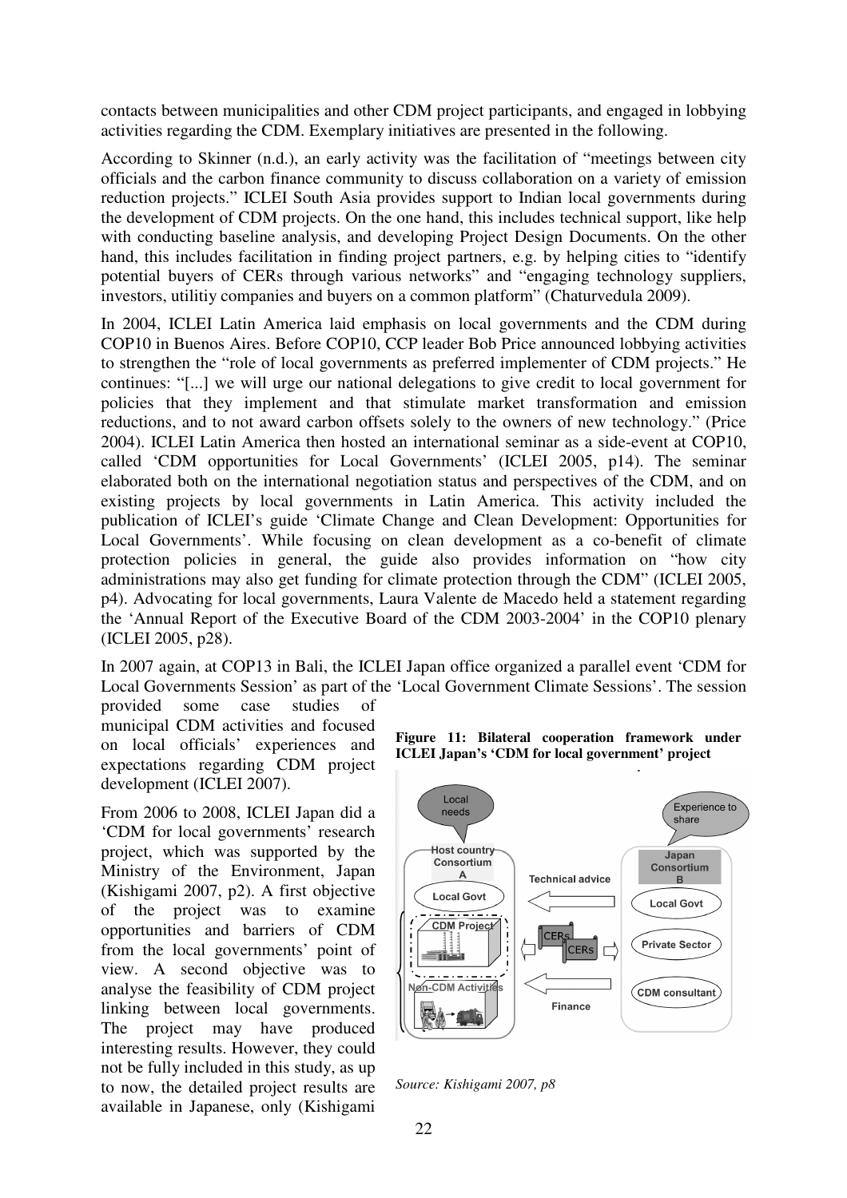contacts between municipalities and other CDM project participants, and engaged in lobbying activities regarding the CDM. Exemplary initiatives are presented in the following.

According to Skinner (n.d.), an early activity was the facilitation of "meetings between city officials and the carbon finance community to discuss collaboration on a variety of emission reduction projects." ICLEI South Asia provides support to Indian local governments during the development of CDM projects. On the one hand, this includes technical support, like help with conducting baseline analysis, and developing Project Design Documents. On the other hand, this includes facilitation in finding project partners, e.g. by helping cities to "identify potential buyers of CERs through various networks" and "engaging technology suppliers, investors, utilitiy companies and buyers on a common platform" (Chaturvedula 2009).

In 2004, ICLEI Latin America laid emphasis on local governments and the CDM during COP10 in Buenos Aires. Before COP10, CCP leader Bob Price announced lobbying activities to strengthen the "role of local governments as preferred implementer of CDM projects." He continues: "[...] we will urge our national delegations to give credit to local government for policies that they implement and that stimulate market transformation and emission reductions, and to not award carbon offsets solely to the owners of new technology." (Price 2004). ICLEI Latin America then hosted an international seminar as a side-event at COP10, called 'CDM opportunities for Local Governments' (ICLEI 2005, p14). The seminar elaborated both on the international negotiation status and perspectives of the CDM, and on existing projects by local governments in Latin America. This activity included the publication of ICLEI's guide 'Climate Change and Clean Development: Opportunities for Local Governments'. While focusing on clean development as a co-benefit of climate protection policies in general, the guide also provides information on "how city administrations may also get funding for climate protection through the CDM" (ICLEI 2005, p4). Advocating for local governments, Laura Valente de Macedo held a statement regarding the 'Annual Report of the Executive Board of the CDM 2003-2004' in the COP10 plenary (ICLEI 2005, p28).

In 2007 again, at COP13 in Bali, the ICLEI Japan office organized a parallel event 'CDM for Local Governments Session' as part of the 'Local Government Climate Sessions'. The session provided some case studies of municipal CDM activities and focused on local officials' experiences and expectations regarding CDM project development (ICLEI 2007).

From 2006 to 2008, ICLEI Japan did a 'CDM for local governments' research project, which was supported by the Ministry of the Environment, Japan (Kishigami 2007, p2). A first objective of the project was to examine opportunities and barriers of CDM from the local governments' point of view. A second objective was to analyse the feasibility of CDM project linking between local governments. The project may have produced interesting results. However, they could not be fully included in this study, as up to now, the detailed project results are available in Japanese, only (Kishigami

**Figure 11: Bilateral cooperation framework under ICLEI Japan's 'CDM for local government' project**

*Source: Kishigami 2007, p8*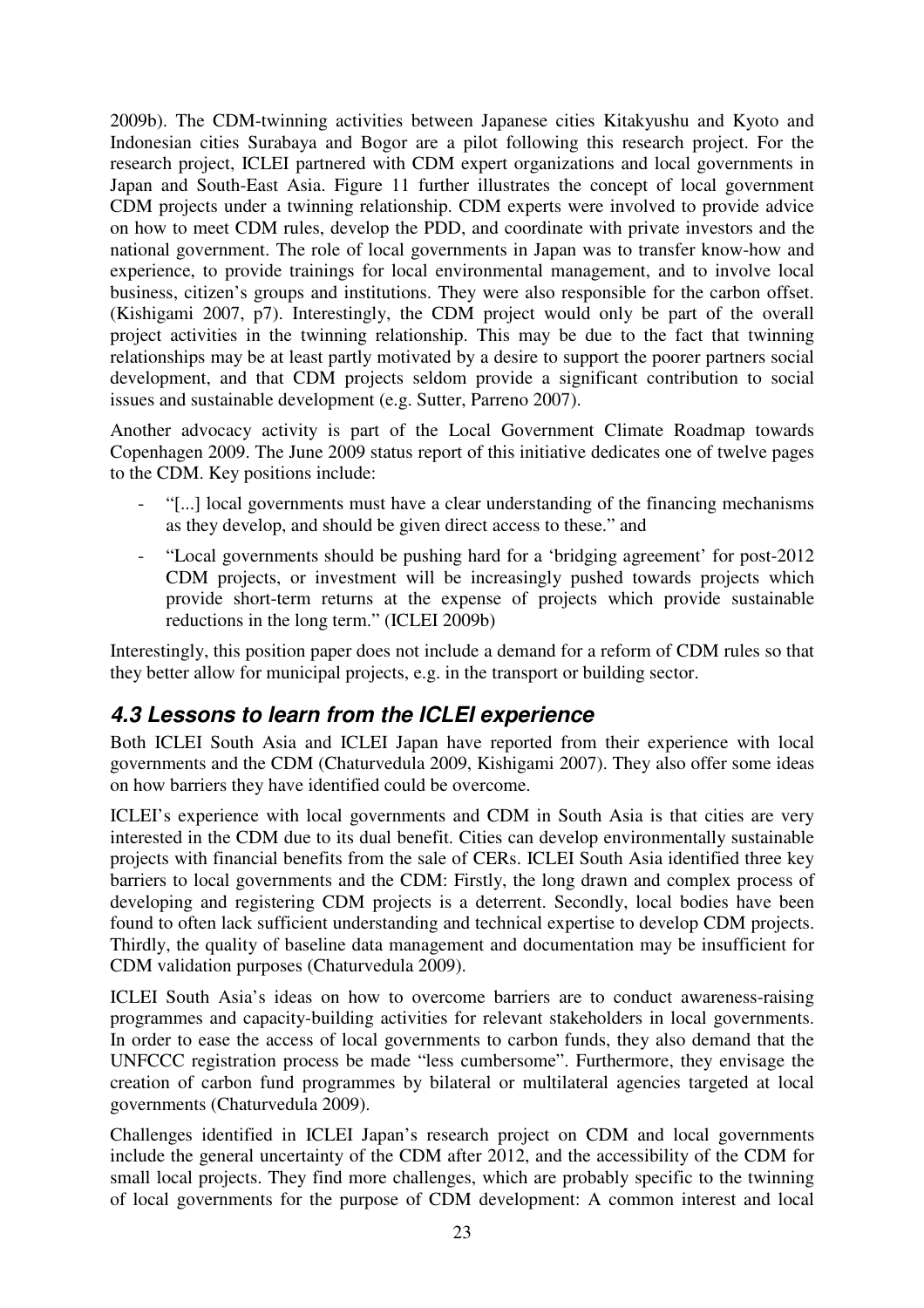2009b). The CDM-twinning activities between Japanese cities Kitakyushu and Kyoto and Indonesian cities Surabaya and Bogor are a pilot following this research project. For the research project, ICLEI partnered with CDM expert organizations and local governments in Japan and South-East Asia. Figure 11 further illustrates the concept of local government CDM projects under a twinning relationship. CDM experts were involved to provide advice on how to meet CDM rules, develop the PDD, and coordinate with private investors and the national government. The role of local governments in Japan was to transfer know-how and experience, to provide trainings for local environmental management, and to involve local business, citizen's groups and institutions. They were also responsible for the carbon offset. (Kishigami 2007, p7). Interestingly, the CDM project would only be part of the overall project activities in the twinning relationship. This may be due to the fact that twinning relationships may be at least partly motivated by a desire to support the poorer partners social development, and that CDM projects seldom provide a significant contribution to social issues and sustainable development (e.g. Sutter, Parreno 2007).

Another advocacy activity is part of the Local Government Climate Roadmap towards Copenhagen 2009. The June 2009 status report of this initiative dedicates one of twelve pages to the CDM. Key positions include:

- "[...] local governments must have a clear understanding of the financing mechanisms as they develop, and should be given direct access to these." and
- "Local governments should be pushing hard for a 'bridging agreement' for post-2012 CDM projects, or investment will be increasingly pushed towards projects which provide short-term returns at the expense of projects which provide sustainable reductions in the long term." (ICLEI 2009b)

Interestingly, this position paper does not include a demand for a reform of CDM rules so that they better allow for municipal projects, e.g. in the transport or building sector.

## *4.3 Lessons to learn from the ICLEI experience*

Both ICLEI South Asia and ICLEI Japan have reported from their experience with local governments and the CDM (Chaturvedula 2009, Kishigami 2007). They also offer some ideas on how barriers they have identified could be overcome.

ICLEI's experience with local governments and CDM in South Asia is that cities are very interested in the CDM due to its dual benefit. Cities can develop environmentally sustainable projects with financial benefits from the sale of CERs. ICLEI South Asia identified three key barriers to local governments and the CDM: Firstly, the long drawn and complex process of developing and registering CDM projects is a deterrent. Secondly, local bodies have been found to often lack sufficient understanding and technical expertise to develop CDM projects. Thirdly, the quality of baseline data management and documentation may be insufficient for CDM validation purposes (Chaturvedula 2009).

ICLEI South Asia's ideas on how to overcome barriers are to conduct awareness-raising programmes and capacity-building activities for relevant stakeholders in local governments. In order to ease the access of local governments to carbon funds, they also demand that the UNFCCC registration process be made "less cumbersome". Furthermore, they envisage the creation of carbon fund programmes by bilateral or multilateral agencies targeted at local governments (Chaturvedula 2009).

Challenges identified in ICLEI Japan's research project on CDM and local governments include the general uncertainty of the CDM after 2012, and the accessibility of the CDM for small local projects. They find more challenges, which are probably specific to the twinning of local governments for the purpose of CDM development: A common interest and local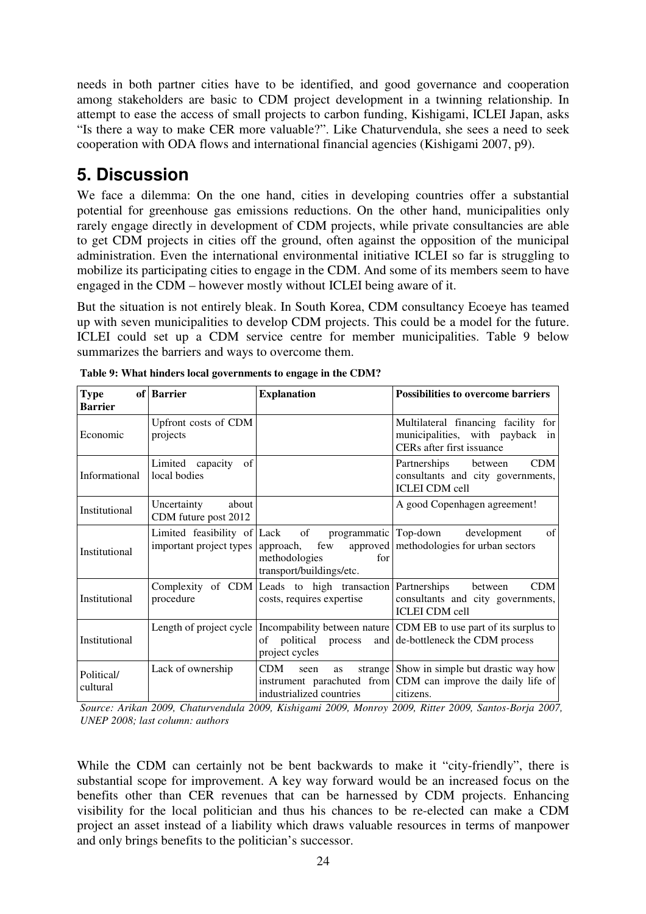needs in both partner cities have to be identified, and good governance and cooperation among stakeholders are basic to CDM project development in a twinning relationship. In attempt to ease the access of small projects to carbon funding, Kishigami, ICLEI Japan, asks "Is there a way to make CER more valuable?". Like Chaturvendula, she sees a need to seek cooperation with ODA flows and international financial agencies (Kishigami 2007, p9).

# 5. Discussion

We face a dilemma: On the one hand, cities in developing countries offer a substantial potential for greenhouse gas emissions reductions. On the other hand, municipalities only rarely engage directly in development of CDM projects, while private consultancies are able to get CDM projects in cities off the ground, often against the opposition of the municipal administration. Even the international environmental initiative ICLEI so far is struggling to mobilize its participating cities to engage in the CDM. And some of its members seem to have engaged in the CDM – however mostly without ICLEI being aware of it.

But the situation is not entirely bleak. In South Korea, CDM consultancy Ecoeye has teamed up with seven municipalities to develop CDM projects. This could be a model for the future. ICLEI could set up a CDM service centre for member municipalities. Table 9 below summarizes the barriers and ways to overcome them.

**Table 9: What hinders local governments to engage in the CDM?**

| Type of Barrier | Barrier | Explanation | Possibilities to overcome barriers |
|---|---|---|---|
| Economic | Upfront costs of CDM projects | | Multilateral financing facility for municipalities, with payback in CERs after first issuance |
| Informational | Limited capacity of local bodies | | Partnerships between CDM consultants and city governments, ICLEI CDM cell |
| Institutional | Uncertainty about CDM future post 2012 | | A good Copenhagen agreement! |
| Institutional | Limited feasibility of important project types | Lack of programmatic approach, few approved methodologies for transport/buildings/etc. | Top-down development of methodologies for urban sectors |
| Institutional | Complexity of CDM procedure | Leads to high transaction costs, requires expertise | Partnerships between CDM consultants and city governments, ICLEI CDM cell |
| Institutional | Length of project cycle | Incompability between nature of political process and project cycles | CDM EB to use part of its surplus to de-bottleneck the CDM process |
| Political/ cultural | Lack of ownership | CDM seen as strange instrument parachuted from industrialized countries | Show in simple but drastic way how CDM can improve the daily life of citizens. |

*Source: Arikan 2009, Chaturvendula 2009, Kishigami 2009, Monroy 2009, Ritter 2009, Santos-Borja 2007, UNEP 2008; last column: authors*

While the CDM can certainly not be bent backwards to make it "city-friendly", there is substantial scope for improvement. A key way forward would be an increased focus on the benefits other than CER revenues that can be harnessed by CDM projects. Enhancing visibility for the local politician and thus his chances to be re-elected can make a CDM project an asset instead of a liability which draws valuable resources in terms of manpower and only brings benefits to the politician's successor.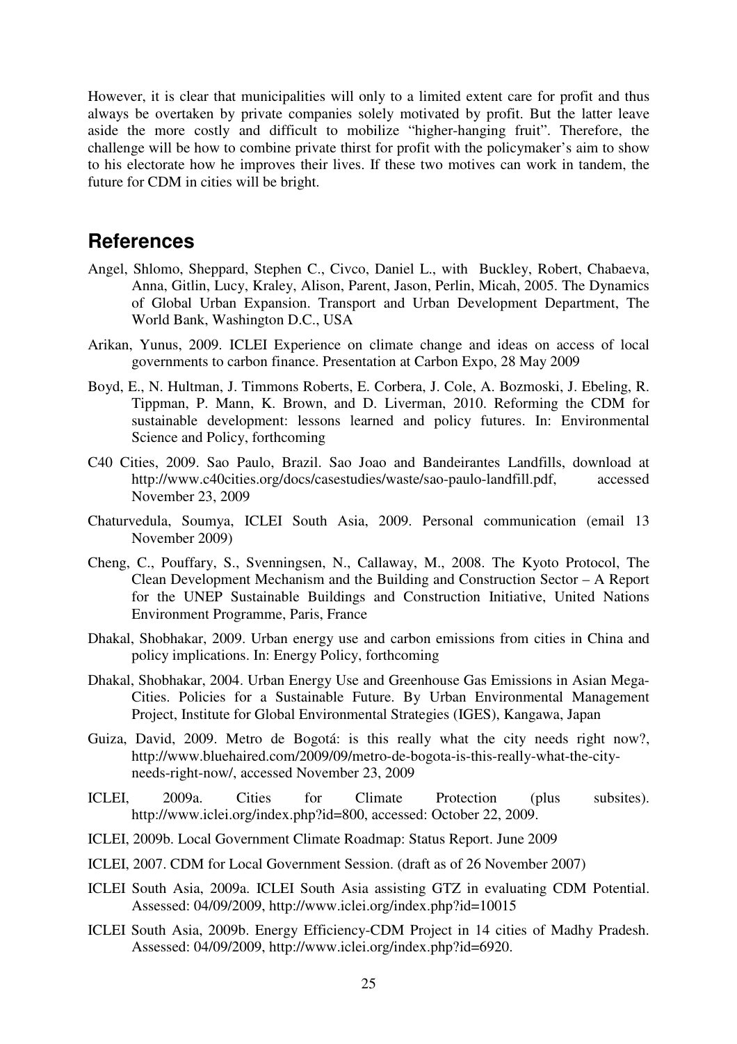However, it is clear that municipalities will only to a limited extent care for profit and thus always be overtaken by private companies solely motivated by profit. But the latter leave aside the more costly and difficult to mobilize "higher-hanging fruit". Therefore, the challenge will be how to combine private thirst for profit with the policymaker's aim to show to his electorate how he improves their lives. If these two motives can work in tandem, the future for CDM in cities will be bright.

## References

Angel, Shlomo, Sheppard, Stephen C., Civco, Daniel L., with Buckley, Robert, Chabaeva, Anna, Gitlin, Lucy, Kraley, Alison, Parent, Jason, Perlin, Micah, 2005. The Dynamics of Global Urban Expansion. Transport and Urban Development Department, The World Bank, Washington D.C., USA

Arikan, Yunus, 2009. ICLEI Experience on climate change and ideas on access of local governments to carbon finance. Presentation at Carbon Expo, 28 May 2009

Boyd, E., N. Hultman, J. Timmons Roberts, E. Corbera, J. Cole, A. Bozmoski, J. Ebeling, R. Tippman, P. Mann, K. Brown, and D. Liverman, 2010. Reforming the CDM for sustainable development: lessons learned and policy futures. In: Environmental Science and Policy, forthcoming

C40 Cities, 2009. Sao Paulo, Brazil. Sao Joao and Bandeirantes Landfills, download at http://www.c40cities.org/docs/casestudies/waste/sao-paulo-landfill.pdf, accessed November 23, 2009

Chaturvedula, Soumya, ICLEI South Asia, 2009. Personal communication (email 13 November 2009)

Cheng, C., Pouffary, S., Svenningsen, N., Callaway, M., 2008. The Kyoto Protocol, The Clean Development Mechanism and the Building and Construction Sector – A Report for the UNEP Sustainable Buildings and Construction Initiative, United Nations Environment Programme, Paris, France

Dhakal, Shobhakar, 2009. Urban energy use and carbon emissions from cities in China and policy implications. In: Energy Policy, forthcoming

Dhakal, Shobhakar, 2004. Urban Energy Use and Greenhouse Gas Emissions in Asian Mega-Cities. Policies for a Sustainable Future. By Urban Environmental Management Project, Institute for Global Environmental Strategies (IGES), Kangawa, Japan

Guiza, David, 2009. Metro de Bogotá: is this really what the city needs right now?, http://www.bluehaired.com/2009/09/metro-de-bogota-is-this-really-what-the-city-needs-right-now/, accessed November 23, 2009

ICLEI, 2009a. Cities for Climate Protection (plus subsites). http://www.iclei.org/index.php?id=800, accessed: October 22, 2009.

ICLEI, 2009b. Local Government Climate Roadmap: Status Report. June 2009

ICLEI, 2007. CDM for Local Government Session. (draft as of 26 November 2007)

ICLEI South Asia, 2009a. ICLEI South Asia assisting GTZ in evaluating CDM Potential. Assessed: 04/09/2009, http://www.iclei.org/index.php?id=10015

ICLEI South Asia, 2009b. Energy Efficiency-CDM Project in 14 cities of Madhy Pradesh. Assessed: 04/09/2009, http://www.iclei.org/index.php?id=6920.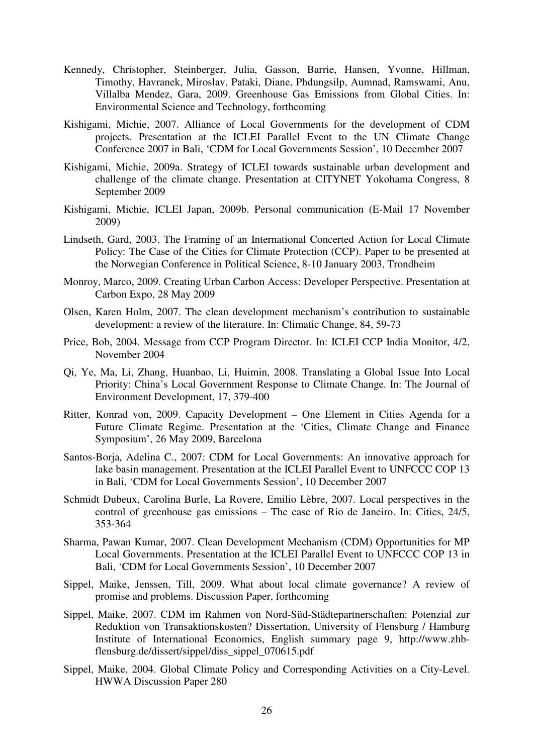Kennedy, Christopher, Steinberger, Julia, Gasson, Barrie, Hansen, Yvonne, Hillman, Timothy, Havranek, Miroslav, Pataki, Diane, Phdungsilp, Aumnad, Ramswami, Anu, Villalba Mendez, Gara, 2009. Greenhouse Gas Emissions from Global Cities. In: Environmental Science and Technology, forthcoming

Kishigami, Michie, 2007. Alliance of Local Governments for the development of CDM projects. Presentation at the ICLEI Parallel Event to the UN Climate Change Conference 2007 in Bali, 'CDM for Local Governments Session', 10 December 2007

Kishigami, Michie, 2009a. Strategy of ICLEI towards sustainable urban development and challenge of the climate change. Presentation at CITYNET Yokohama Congress, 8 September 2009

Kishigami, Michie, ICLEI Japan, 2009b. Personal communication (E-Mail 17 November 2009)

Lindseth, Gard, 2003. The Framing of an International Concerted Action for Local Climate Policy: The Case of the Cities for Climate Protection (CCP). Paper to be presented at the Norwegian Conference in Political Science, 8-10 January 2003, Trondheim

Monroy, Marco, 2009. Creating Urban Carbon Access: Developer Perspective. Presentation at Carbon Expo, 28 May 2009

Olsen, Karen Holm, 2007. The clean development mechanism's contribution to sustainable development: a review of the literature. In: Climatic Change, 84, 59-73

Price, Bob, 2004. Message from CCP Program Director. In: ICLEI CCP India Monitor, 4/2, November 2004

Qi, Ye, Ma, Li, Zhang, Huanbao, Li, Huimin, 2008. Translating a Global Issue Into Local Priority: China's Local Government Response to Climate Change. In: The Journal of Environment Development, 17, 379-400

Ritter, Konrad von, 2009. Capacity Development – One Element in Cities Agenda for a Future Climate Regime. Presentation at the 'Cities, Climate Change and Finance Symposium', 26 May 2009, Barcelona

Santos-Borja, Adelina C., 2007: CDM for Local Governments: An innovative approach for lake basin management. Presentation at the ICLEI Parallel Event to UNFCCC COP 13 in Bali, 'CDM for Local Governments Session', 10 December 2007

Schmidt Dubeux, Carolina Burle, La Rovere, Emilio Lèbre, 2007. Local perspectives in the control of greenhouse gas emissions – The case of Rio de Janeiro. In: Cities, 24/5, 353-364

Sharma, Pawan Kumar, 2007. Clean Development Mechanism (CDM) Opportunities for MP Local Governments. Presentation at the ICLEI Parallel Event to UNFCCC COP 13 in Bali, 'CDM for Local Governments Session', 10 December 2007

Sippel, Maike, Jenssen, Till, 2009. What about local climate governance? A review of promise and problems. Discussion Paper, forthcoming

Sippel, Maike, 2007. CDM im Rahmen von Nord-Süd-Städtepartnerschaften: Potenzial zur Reduktion von Transaktionskosten? Dissertation, University of Flensburg / Hamburg Institute of International Economics, English summary page 9, http://www.zhb-flensburg.de/dissert/sippel/diss_sippel_070615.pdf

Sippel, Maike, 2004. Global Climate Policy and Corresponding Activities on a City-Level. HWWA Discussion Paper 280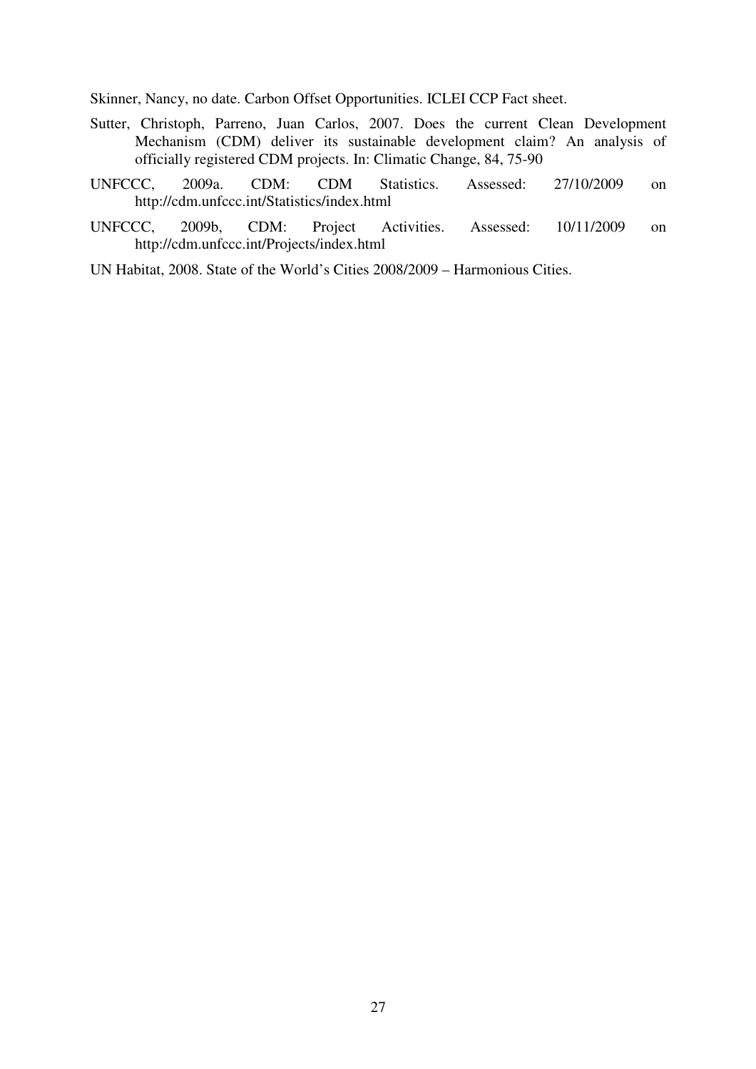Skinner, Nancy, no date. Carbon Offset Opportunities. ICLEI CCP Fact sheet.

Sutter, Christoph, Parreno, Juan Carlos, 2007. Does the current Clean Development Mechanism (CDM) deliver its sustainable development claim? An analysis of officially registered CDM projects. In: Climatic Change, 84, 75-90

UNFCCC, 2009a. CDM: CDM Statistics. Assessed: 27/10/2009 on http://cdm.unfccc.int/Statistics/index.html

UNFCCC, 2009b, CDM: Project Activities. Assessed: 10/11/2009 on http://cdm.unfccc.int/Projects/index.html

UN Habitat, 2008. State of the World's Cities 2008/2009 – Harmonious Cities.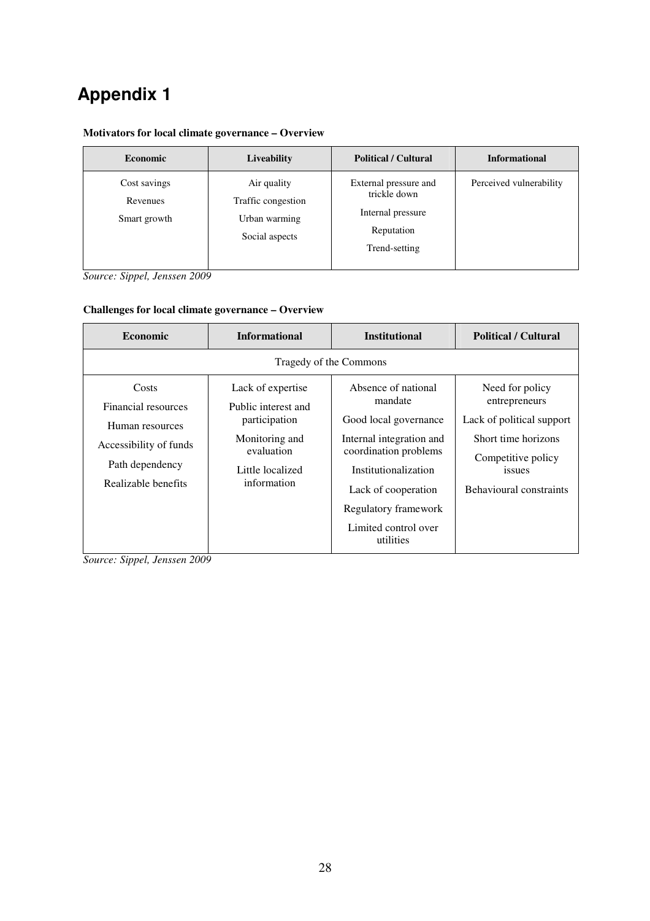# Appendix 1

**Motivators for local climate governance – Overview**

| Economic | Liveability | Political / Cultural | Informational |
|---|---|---|---|
| Cost savings<br>Revenues<br>Smart growth | Air quality<br>Traffic congestion<br>Urban warming<br>Social aspects | External pressure and trickle down<br>Internal pressure<br>Reputation<br>Trend-setting | Perceived vulnerability |

*Source: Sippel, Jenssen 2009*

**Challenges for local climate governance – Overview**

| Economic | Informational | Institutional | Political / Cultural |
|---|---|---|---|
| Tragedy of the Commons | | | |
| Costs<br>Financial resources<br>Human resources<br>Accessibility of funds<br>Path dependency<br>Realizable benefits | Lack of expertise<br>Public interest and participation<br>Monitoring and evaluation<br>Little localized information | Absence of national mandate<br>Good local governance<br>Internal integration and coordination problems<br>Institutionalization<br>Lack of cooperation<br>Regulatory framework<br>Limited control over utilities | Need for policy entrepreneurs<br>Lack of political support<br>Short time horizons<br>Competitive policy issues<br>Behavioural constraints |

*Source: Sippel, Jenssen 2009*